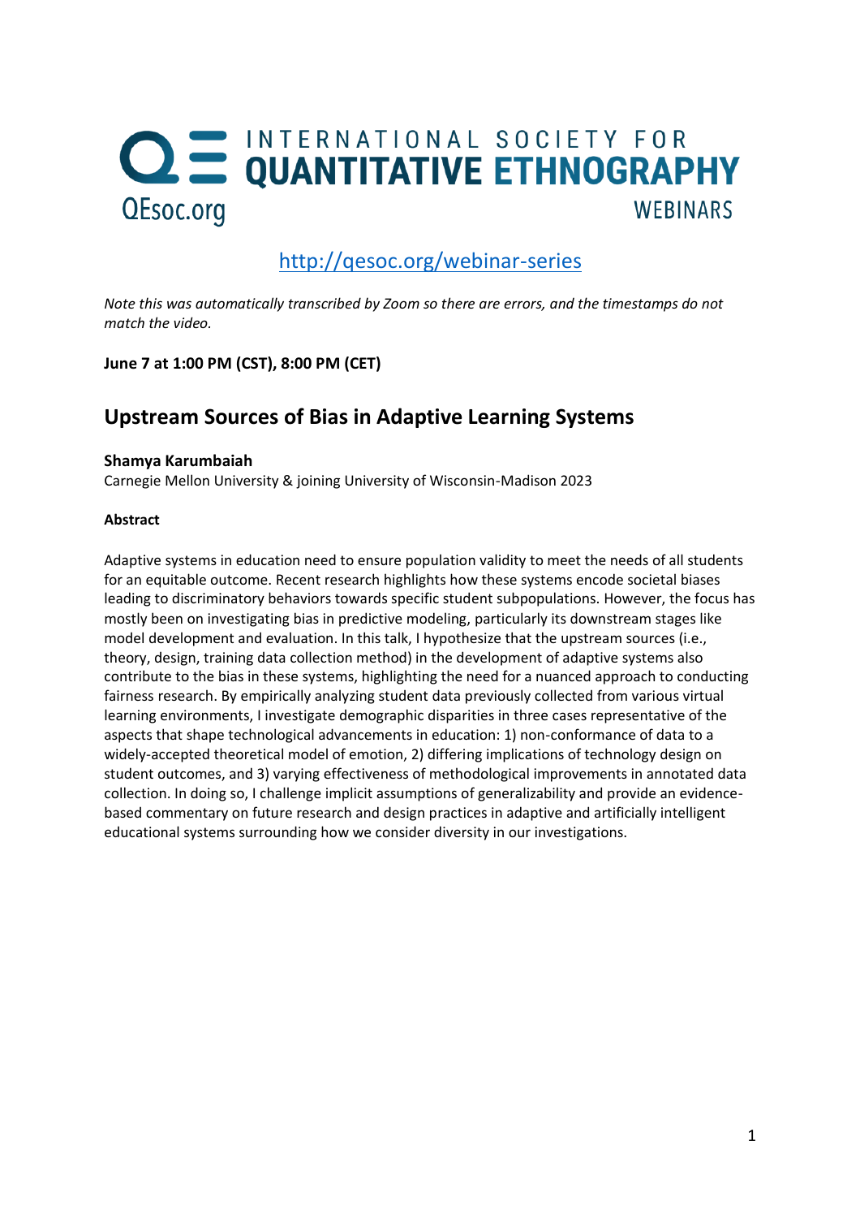# INTERNATIONAL SOCIETY FOR QUANTITATIVE ETHNOGRAPHY

QEsoc.org

WEBINARS

http://qesoc.org/webinar-series

*Note this was automatically transcribed by Zoom so there are errors, and the timestamps do not match the video.*

**June 7 at 1:00 PM (CST), 8:00 PM (CET)**

## Upstream Sources of Bias in Adaptive Learning Systems

**Shamya Karumbaiah**

Carnegie Mellon University & joining University of Wisconsin-Madison 2023

**Abstract**

Adaptive systems in education need to ensure population validity to meet the needs of all students for an equitable outcome. Recent research highlights how these systems encode societal biases leading to discriminatory behaviors towards specific student subpopulations. However, the focus has mostly been on investigating bias in predictive modeling, particularly its downstream stages like model development and evaluation. In this talk, I hypothesize that the upstream sources (i.e., theory, design, training data collection method) in the development of adaptive systems also contribute to the bias in these systems, highlighting the need for a nuanced approach to conducting fairness research. By empirically analyzing student data previously collected from various virtual learning environments, I investigate demographic disparities in three cases representative of the aspects that shape technological advancements in education: 1) non-conformance of data to a widely-accepted theoretical model of emotion, 2) differing implications of technology design on student outcomes, and 3) varying effectiveness of methodological improvements in annotated data collection. In doing so, I challenge implicit assumptions of generalizability and provide an evidence-based commentary on future research and design practices in adaptive and artificially intelligent educational systems surrounding how we consider diversity in our investigations.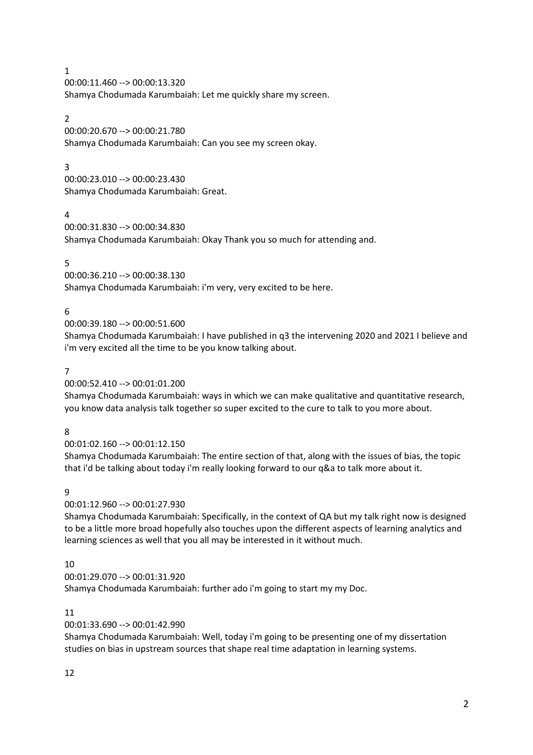1
00:00:11.460 --> 00:00:13.320
Shamya Chodumada Karumbaiah: Let me quickly share my screen.

2
00:00:20.670 --> 00:00:21.780
Shamya Chodumada Karumbaiah: Can you see my screen okay.

3
00:00:23.010 --> 00:00:23.430
Shamya Chodumada Karumbaiah: Great.

4
00:00:31.830 --> 00:00:34.830
Shamya Chodumada Karumbaiah: Okay Thank you so much for attending and.

5
00:00:36.210 --> 00:00:38.130
Shamya Chodumada Karumbaiah: i'm very, very excited to be here.

6
00:00:39.180 --> 00:00:51.600
Shamya Chodumada Karumbaiah: I have published in q3 the intervening 2020 and 2021 I believe and i'm very excited all the time to be you know talking about.

7
00:00:52.410 --> 00:01:01.200
Shamya Chodumada Karumbaiah: ways in which we can make qualitative and quantitative research, you know data analysis talk together so super excited to the cure to talk to you more about.

8
00:01:02.160 --> 00:01:12.150
Shamya Chodumada Karumbaiah: The entire section of that, along with the issues of bias, the topic that i'd be talking about today i'm really looking forward to our q&a to talk more about it.

9
00:01:12.960 --> 00:01:27.930
Shamya Chodumada Karumbaiah: Specifically, in the context of QA but my talk right now is designed to be a little more broad hopefully also touches upon the different aspects of learning analytics and learning sciences as well that you all may be interested in it without much.

10
00:01:29.070 --> 00:01:31.920
Shamya Chodumada Karumbaiah: further ado i'm going to start my my Doc.

11
00:01:33.690 --> 00:01:42.990
Shamya Chodumada Karumbaiah: Well, today i'm going to be presenting one of my dissertation studies on bias in upstream sources that shape real time adaptation in learning systems.

12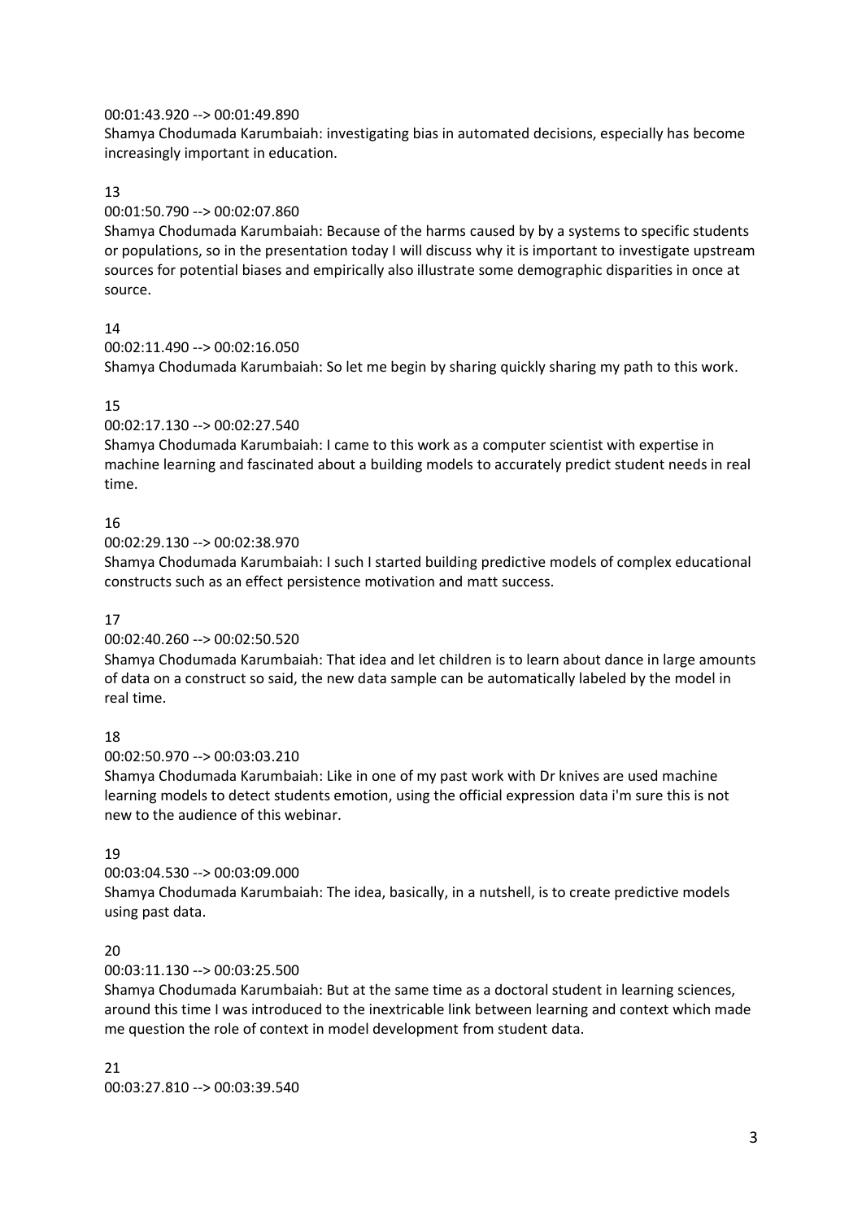00:01:43.920 --> 00:01:49.890
Shamya Chodumada Karumbaiah: investigating bias in automated decisions, especially has become increasingly important in education.

13
00:01:50.790 --> 00:02:07.860
Shamya Chodumada Karumbaiah: Because of the harms caused by by a systems to specific students or populations, so in the presentation today I will discuss why it is important to investigate upstream sources for potential biases and empirically also illustrate some demographic disparities in once at source.

14
00:02:11.490 --> 00:02:16.050
Shamya Chodumada Karumbaiah: So let me begin by sharing quickly sharing my path to this work.

15
00:02:17.130 --> 00:02:27.540
Shamya Chodumada Karumbaiah: I came to this work as a computer scientist with expertise in machine learning and fascinated about a building models to accurately predict student needs in real time.

16
00:02:29.130 --> 00:02:38.970
Shamya Chodumada Karumbaiah: I such I started building predictive models of complex educational constructs such as an effect persistence motivation and matt success.

17
00:02:40.260 --> 00:02:50.520
Shamya Chodumada Karumbaiah: That idea and let children is to learn about dance in large amounts of data on a construct so said, the new data sample can be automatically labeled by the model in real time.

18
00:02:50.970 --> 00:03:03.210
Shamya Chodumada Karumbaiah: Like in one of my past work with Dr knives are used machine learning models to detect students emotion, using the official expression data i'm sure this is not new to the audience of this webinar.

19
00:03:04.530 --> 00:03:09.000
Shamya Chodumada Karumbaiah: The idea, basically, in a nutshell, is to create predictive models using past data.

20
00:03:11.130 --> 00:03:25.500
Shamya Chodumada Karumbaiah: But at the same time as a doctoral student in learning sciences, around this time I was introduced to the inextricable link between learning and context which made me question the role of context in model development from student data.

21
00:03:27.810 --> 00:03:39.540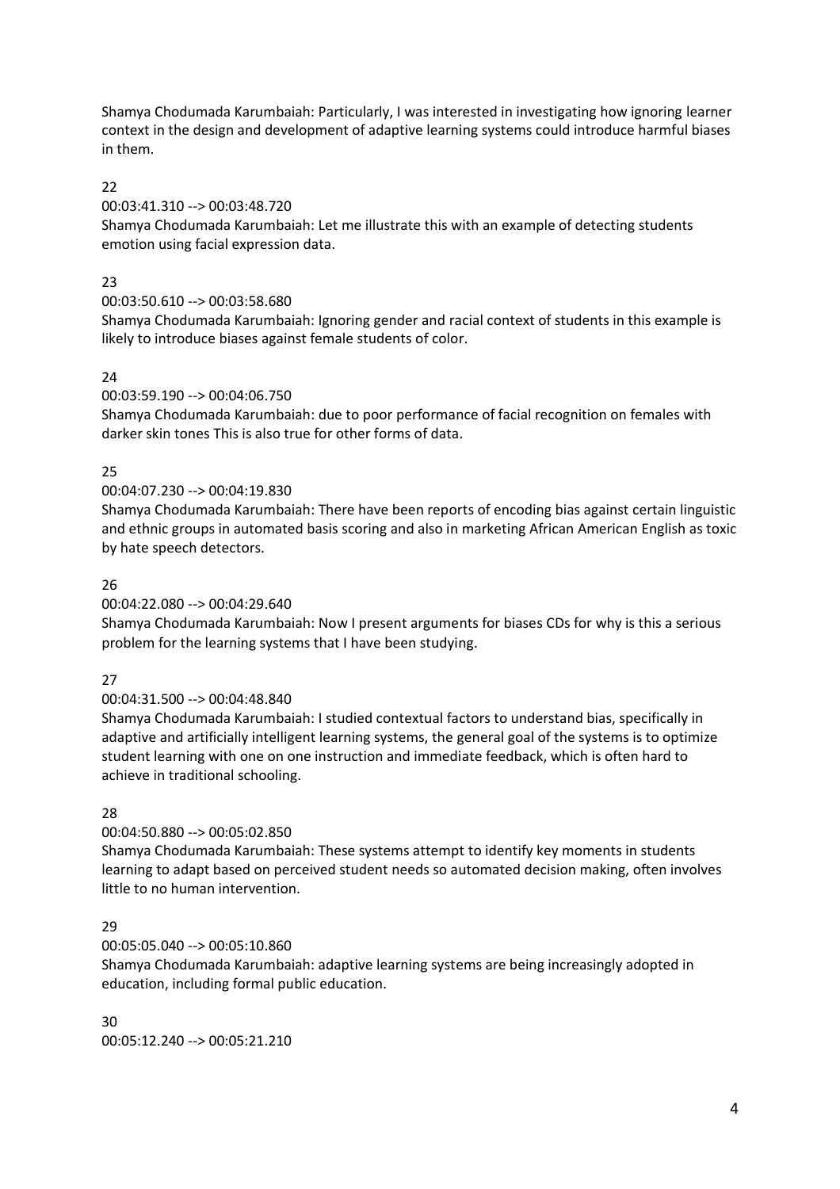Shamya Chodumada Karumbaiah: Particularly, I was interested in investigating how ignoring learner context in the design and development of adaptive learning systems could introduce harmful biases in them.

22

00:03:41.310 --> 00:03:48.720

Shamya Chodumada Karumbaiah: Let me illustrate this with an example of detecting students emotion using facial expression data.

23

00:03:50.610 --> 00:03:58.680

Shamya Chodumada Karumbaiah: Ignoring gender and racial context of students in this example is likely to introduce biases against female students of color.

24

00:03:59.190 --> 00:04:06.750

Shamya Chodumada Karumbaiah: due to poor performance of facial recognition on females with darker skin tones This is also true for other forms of data.

25

00:04:07.230 --> 00:04:19.830

Shamya Chodumada Karumbaiah: There have been reports of encoding bias against certain linguistic and ethnic groups in automated basis scoring and also in marketing African American English as toxic by hate speech detectors.

26

00:04:22.080 --> 00:04:29.640

Shamya Chodumada Karumbaiah: Now I present arguments for biases CDs for why is this a serious problem for the learning systems that I have been studying.

27

00:04:31.500 --> 00:04:48.840

Shamya Chodumada Karumbaiah: I studied contextual factors to understand bias, specifically in adaptive and artificially intelligent learning systems, the general goal of the systems is to optimize student learning with one on one instruction and immediate feedback, which is often hard to achieve in traditional schooling.

28

00:04:50.880 --> 00:05:02.850

Shamya Chodumada Karumbaiah: These systems attempt to identify key moments in students learning to adapt based on perceived student needs so automated decision making, often involves little to no human intervention.

29

00:05:05.040 --> 00:05:10.860

Shamya Chodumada Karumbaiah: adaptive learning systems are being increasingly adopted in education, including formal public education.

30

00:05:12.240 --> 00:05:21.210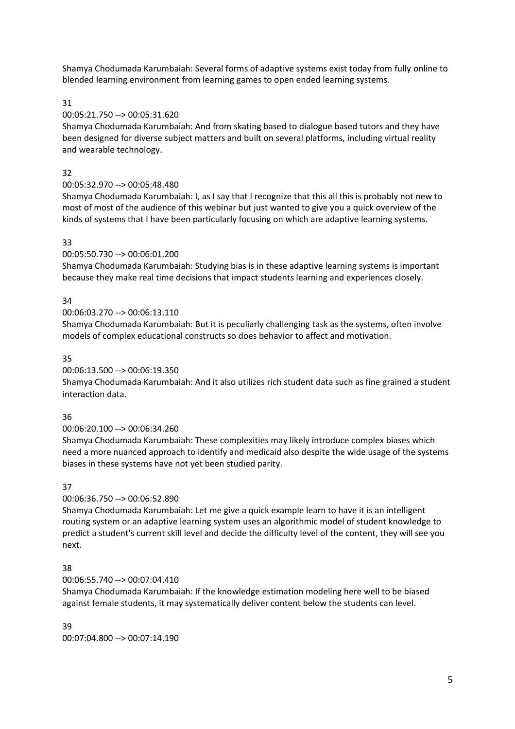Shamya Chodumada Karumbaiah: Several forms of adaptive systems exist today from fully online to blended learning environment from learning games to open ended learning systems.

31

00:05:21.750 --> 00:05:31.620

Shamya Chodumada Karumbaiah: And from skating based to dialogue based tutors and they have been designed for diverse subject matters and built on several platforms, including virtual reality and wearable technology.

32

00:05:32.970 --> 00:05:48.480

Shamya Chodumada Karumbaiah: I, as I say that I recognize that this all this is probably not new to most of most of the audience of this webinar but just wanted to give you a quick overview of the kinds of systems that I have been particularly focusing on which are adaptive learning systems.

33

00:05:50.730 --> 00:06:01.200

Shamya Chodumada Karumbaiah: Studying bias is in these adaptive learning systems is important because they make real time decisions that impact students learning and experiences closely.

34

00:06:03.270 --> 00:06:13.110

Shamya Chodumada Karumbaiah: But it is peculiarly challenging task as the systems, often involve models of complex educational constructs so does behavior to affect and motivation.

35

00:06:13.500 --> 00:06:19.350

Shamya Chodumada Karumbaiah: And it also utilizes rich student data such as fine grained a student interaction data.

36

00:06:20.100 --> 00:06:34.260

Shamya Chodumada Karumbaiah: These complexities may likely introduce complex biases which need a more nuanced approach to identify and medicaid also despite the wide usage of the systems biases in these systems have not yet been studied parity.

37

00:06:36.750 --> 00:06:52.890

Shamya Chodumada Karumbaiah: Let me give a quick example learn to have it is an intelligent routing system or an adaptive learning system uses an algorithmic model of student knowledge to predict a student's current skill level and decide the difficulty level of the content, they will see you next.

38

00:06:55.740 --> 00:07:04.410

Shamya Chodumada Karumbaiah: If the knowledge estimation modeling here well to be biased against female students, it may systematically deliver content below the students can level.

39

00:07:04.800 --> 00:07:14.190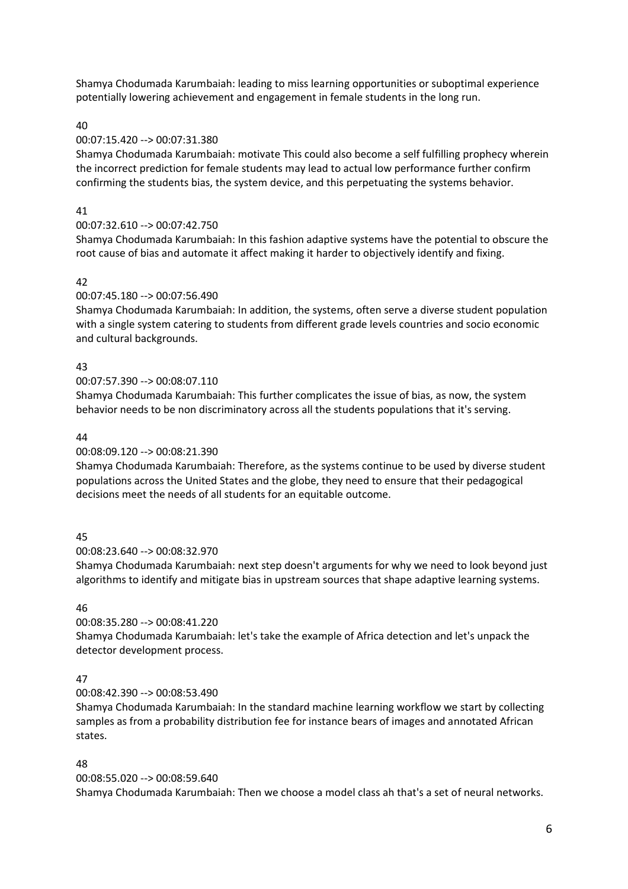Shamya Chodumada Karumbaiah: leading to miss learning opportunities or suboptimal experience potentially lowering achievement and engagement in female students in the long run.

40

00:07:15.420 --> 00:07:31.380

Shamya Chodumada Karumbaiah: motivate This could also become a self fulfilling prophecy wherein the incorrect prediction for female students may lead to actual low performance further confirm confirming the students bias, the system device, and this perpetuating the systems behavior.

41

00:07:32.610 --> 00:07:42.750

Shamya Chodumada Karumbaiah: In this fashion adaptive systems have the potential to obscure the root cause of bias and automate it affect making it harder to objectively identify and fixing.

42

00:07:45.180 --> 00:07:56.490

Shamya Chodumada Karumbaiah: In addition, the systems, often serve a diverse student population with a single system catering to students from different grade levels countries and socio economic and cultural backgrounds.

43

00:07:57.390 --> 00:08:07.110

Shamya Chodumada Karumbaiah: This further complicates the issue of bias, as now, the system behavior needs to be non discriminatory across all the students populations that it's serving.

44

00:08:09.120 --> 00:08:21.390

Shamya Chodumada Karumbaiah: Therefore, as the systems continue to be used by diverse student populations across the United States and the globe, they need to ensure that their pedagogical decisions meet the needs of all students for an equitable outcome.

45

00:08:23.640 --> 00:08:32.970

Shamya Chodumada Karumbaiah: next step doesn't arguments for why we need to look beyond just algorithms to identify and mitigate bias in upstream sources that shape adaptive learning systems.

46

00:08:35.280 --> 00:08:41.220

Shamya Chodumada Karumbaiah: let's take the example of Africa detection and let's unpack the detector development process.

47

00:08:42.390 --> 00:08:53.490

Shamya Chodumada Karumbaiah: In the standard machine learning workflow we start by collecting samples as from a probability distribution fee for instance bears of images and annotated African states.

48

00:08:55.020 --> 00:08:59.640

Shamya Chodumada Karumbaiah: Then we choose a model class ah that's a set of neural networks.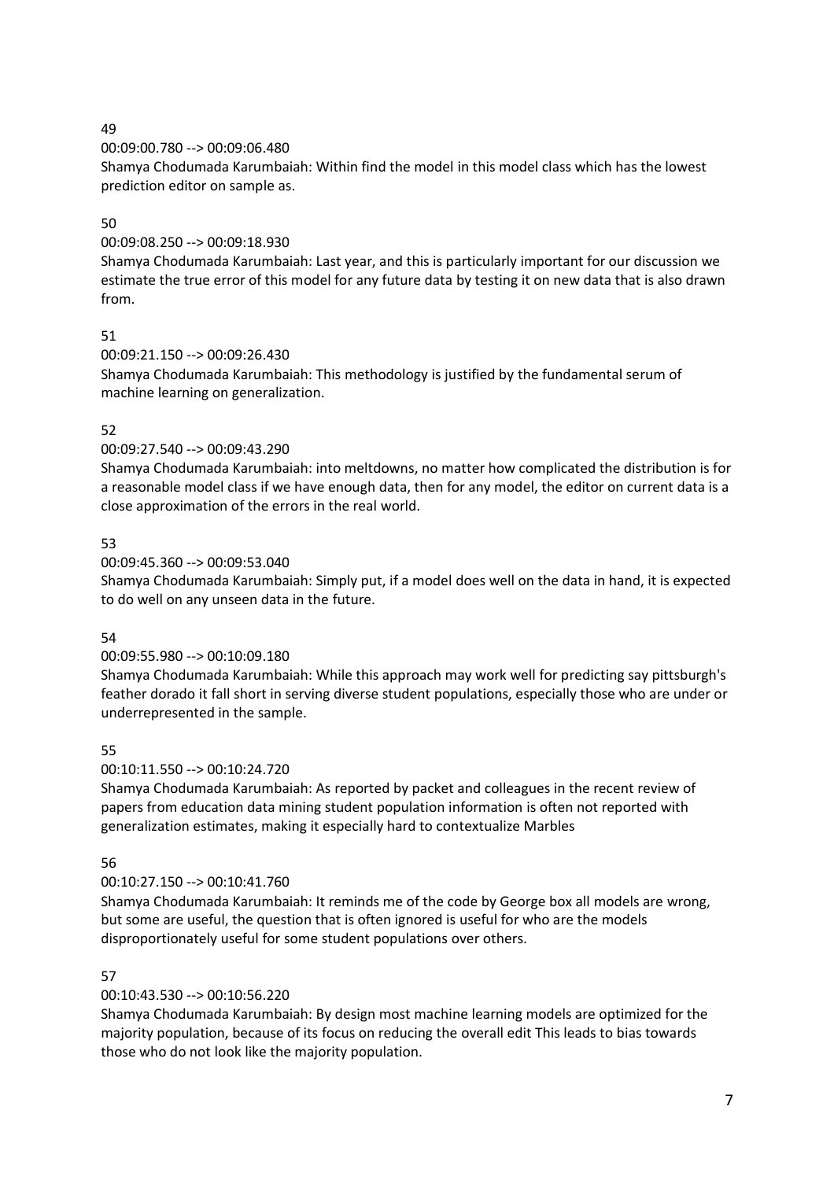49

00:09:00.780 --> 00:09:06.480

Shamya Chodumada Karumbaiah: Within find the model in this model class which has the lowest prediction editor on sample as.

50

00:09:08.250 --> 00:09:18.930

Shamya Chodumada Karumbaiah: Last year, and this is particularly important for our discussion we estimate the true error of this model for any future data by testing it on new data that is also drawn from.

51

00:09:21.150 --> 00:09:26.430

Shamya Chodumada Karumbaiah: This methodology is justified by the fundamental serum of machine learning on generalization.

52

00:09:27.540 --> 00:09:43.290

Shamya Chodumada Karumbaiah: into meltdowns, no matter how complicated the distribution is for a reasonable model class if we have enough data, then for any model, the editor on current data is a close approximation of the errors in the real world.

53

00:09:45.360 --> 00:09:53.040

Shamya Chodumada Karumbaiah: Simply put, if a model does well on the data in hand, it is expected to do well on any unseen data in the future.

54

00:09:55.980 --> 00:10:09.180

Shamya Chodumada Karumbaiah: While this approach may work well for predicting say pittsburgh's feather dorado it fall short in serving diverse student populations, especially those who are under or underrepresented in the sample.

55

00:10:11.550 --> 00:10:24.720

Shamya Chodumada Karumbaiah: As reported by packet and colleagues in the recent review of papers from education data mining student population information is often not reported with generalization estimates, making it especially hard to contextualize Marbles

56

00:10:27.150 --> 00:10:41.760

Shamya Chodumada Karumbaiah: It reminds me of the code by George box all models are wrong, but some are useful, the question that is often ignored is useful for who are the models disproportionately useful for some student populations over others.

57

00:10:43.530 --> 00:10:56.220

Shamya Chodumada Karumbaiah: By design most machine learning models are optimized for the majority population, because of its focus on reducing the overall edit This leads to bias towards those who do not look like the majority population.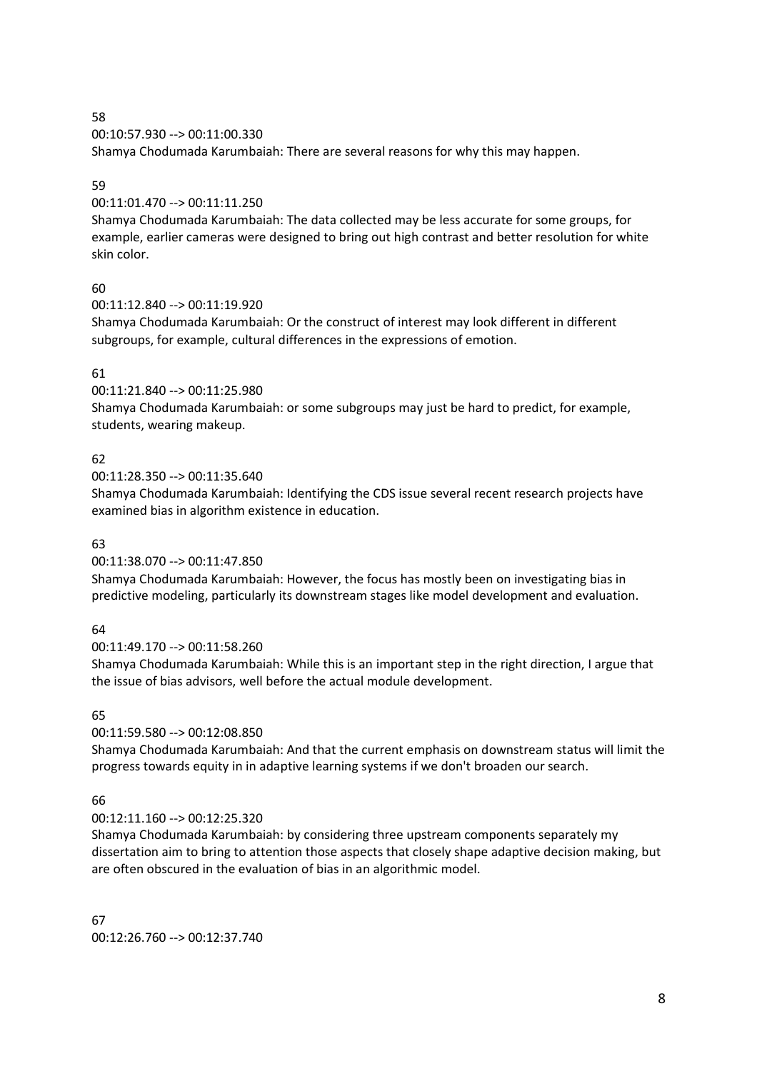58
00:10:57.930 --> 00:11:00.330
Shamya Chodumada Karumbaiah: There are several reasons for why this may happen.

59
00:11:01.470 --> 00:11:11.250
Shamya Chodumada Karumbaiah: The data collected may be less accurate for some groups, for example, earlier cameras were designed to bring out high contrast and better resolution for white skin color.

60
00:11:12.840 --> 00:11:19.920
Shamya Chodumada Karumbaiah: Or the construct of interest may look different in different subgroups, for example, cultural differences in the expressions of emotion.

61
00:11:21.840 --> 00:11:25.980
Shamya Chodumada Karumbaiah: or some subgroups may just be hard to predict, for example, students, wearing makeup.

62
00:11:28.350 --> 00:11:35.640
Shamya Chodumada Karumbaiah: Identifying the CDS issue several recent research projects have examined bias in algorithm existence in education.

63
00:11:38.070 --> 00:11:47.850
Shamya Chodumada Karumbaiah: However, the focus has mostly been on investigating bias in predictive modeling, particularly its downstream stages like model development and evaluation.

64
00:11:49.170 --> 00:11:58.260
Shamya Chodumada Karumbaiah: While this is an important step in the right direction, I argue that the issue of bias advisors, well before the actual module development.

65
00:11:59.580 --> 00:12:08.850
Shamya Chodumada Karumbaiah: And that the current emphasis on downstream status will limit the progress towards equity in in adaptive learning systems if we don't broaden our search.

66
00:12:11.160 --> 00:12:25.320
Shamya Chodumada Karumbaiah: by considering three upstream components separately my dissertation aim to bring to attention those aspects that closely shape adaptive decision making, but are often obscured in the evaluation of bias in an algorithmic model.

67
00:12:26.760 --> 00:12:37.740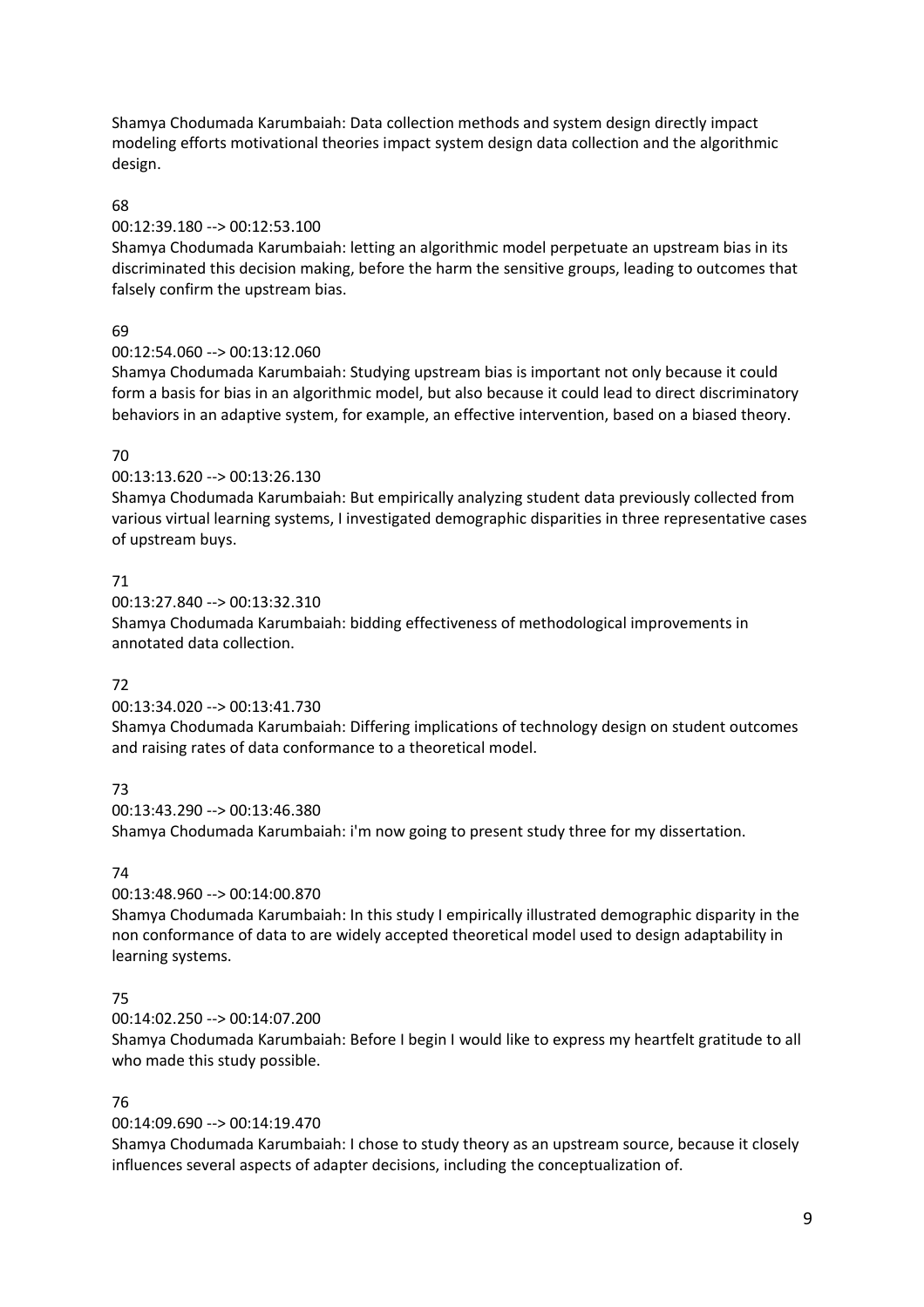Shamya Chodumada Karumbaiah: Data collection methods and system design directly impact modeling efforts motivational theories impact system design data collection and the algorithmic design.

68

00:12:39.180 --> 00:12:53.100

Shamya Chodumada Karumbaiah: letting an algorithmic model perpetuate an upstream bias in its discriminated this decision making, before the harm the sensitive groups, leading to outcomes that falsely confirm the upstream bias.

69

00:12:54.060 --> 00:13:12.060

Shamya Chodumada Karumbaiah: Studying upstream bias is important not only because it could form a basis for bias in an algorithmic model, but also because it could lead to direct discriminatory behaviors in an adaptive system, for example, an effective intervention, based on a biased theory.

70

00:13:13.620 --> 00:13:26.130

Shamya Chodumada Karumbaiah: But empirically analyzing student data previously collected from various virtual learning systems, I investigated demographic disparities in three representative cases of upstream buys.

71

00:13:27.840 --> 00:13:32.310

Shamya Chodumada Karumbaiah: bidding effectiveness of methodological improvements in annotated data collection.

72

00:13:34.020 --> 00:13:41.730

Shamya Chodumada Karumbaiah: Differing implications of technology design on student outcomes and raising rates of data conformance to a theoretical model.

73

00:13:43.290 --> 00:13:46.380

Shamya Chodumada Karumbaiah: i'm now going to present study three for my dissertation.

74

00:13:48.960 --> 00:14:00.870

Shamya Chodumada Karumbaiah: In this study I empirically illustrated demographic disparity in the non conformance of data to are widely accepted theoretical model used to design adaptability in learning systems.

75

00:14:02.250 --> 00:14:07.200

Shamya Chodumada Karumbaiah: Before I begin I would like to express my heartfelt gratitude to all who made this study possible.

76

00:14:09.690 --> 00:14:19.470

Shamya Chodumada Karumbaiah: I chose to study theory as an upstream source, because it closely influences several aspects of adapter decisions, including the conceptualization of.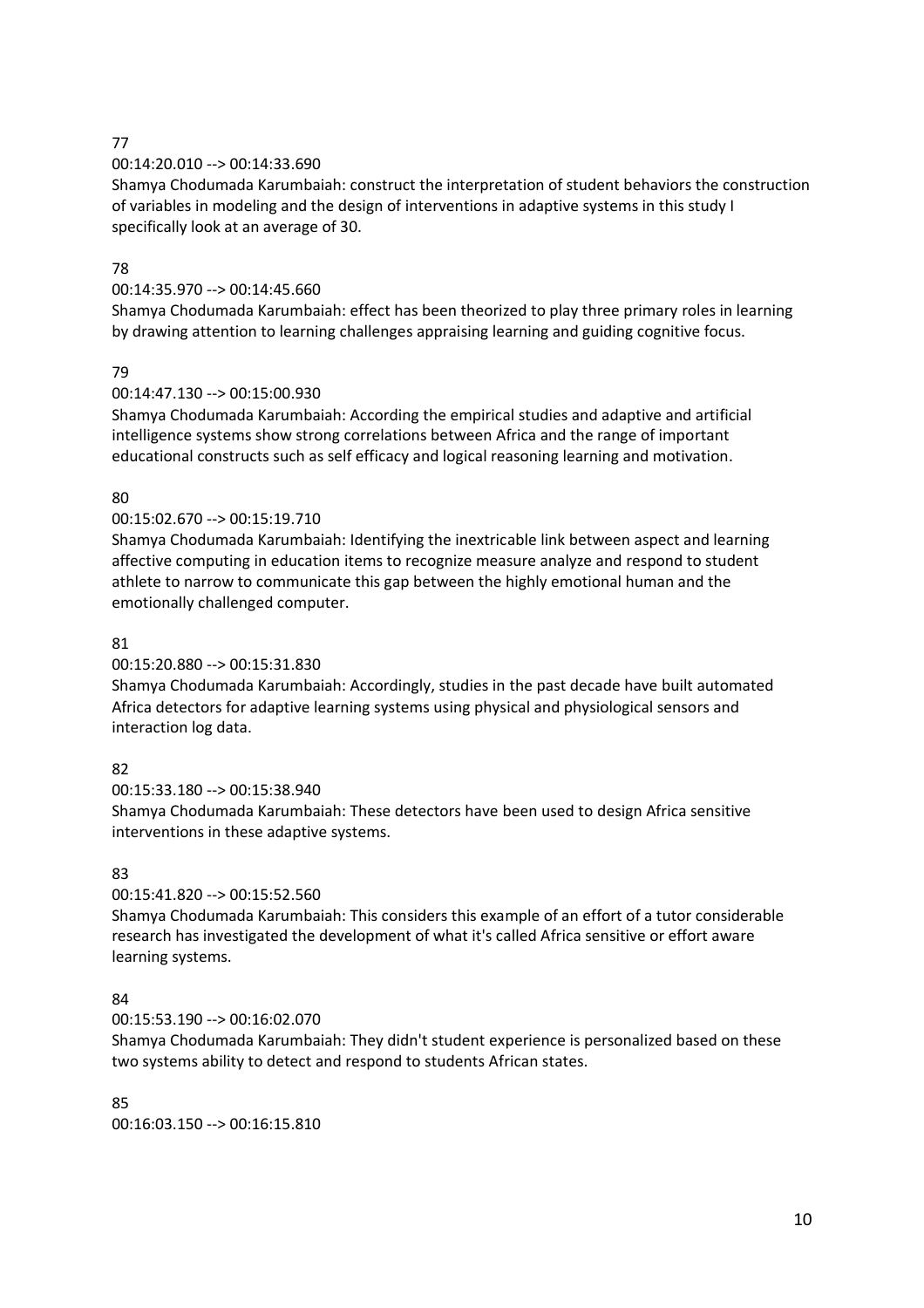77

00:14:20.010 --> 00:14:33.690

Shamya Chodumada Karumbaiah: construct the interpretation of student behaviors the construction of variables in modeling and the design of interventions in adaptive systems in this study I specifically look at an average of 30.

78

00:14:35.970 --> 00:14:45.660

Shamya Chodumada Karumbaiah: effect has been theorized to play three primary roles in learning by drawing attention to learning challenges appraising learning and guiding cognitive focus.

79

00:14:47.130 --> 00:15:00.930

Shamya Chodumada Karumbaiah: According the empirical studies and adaptive and artificial intelligence systems show strong correlations between Africa and the range of important educational constructs such as self efficacy and logical reasoning learning and motivation.

80

00:15:02.670 --> 00:15:19.710

Shamya Chodumada Karumbaiah: Identifying the inextricable link between aspect and learning affective computing in education items to recognize measure analyze and respond to student athlete to narrow to communicate this gap between the highly emotional human and the emotionally challenged computer.

81

00:15:20.880 --> 00:15:31.830

Shamya Chodumada Karumbaiah: Accordingly, studies in the past decade have built automated Africa detectors for adaptive learning systems using physical and physiological sensors and interaction log data.

82

00:15:33.180 --> 00:15:38.940

Shamya Chodumada Karumbaiah: These detectors have been used to design Africa sensitive interventions in these adaptive systems.

83

00:15:41.820 --> 00:15:52.560

Shamya Chodumada Karumbaiah: This considers this example of an effort of a tutor considerable research has investigated the development of what it's called Africa sensitive or effort aware learning systems.

84

00:15:53.190 --> 00:16:02.070

Shamya Chodumada Karumbaiah: They didn't student experience is personalized based on these two systems ability to detect and respond to students African states.

85

00:16:03.150 --> 00:16:15.810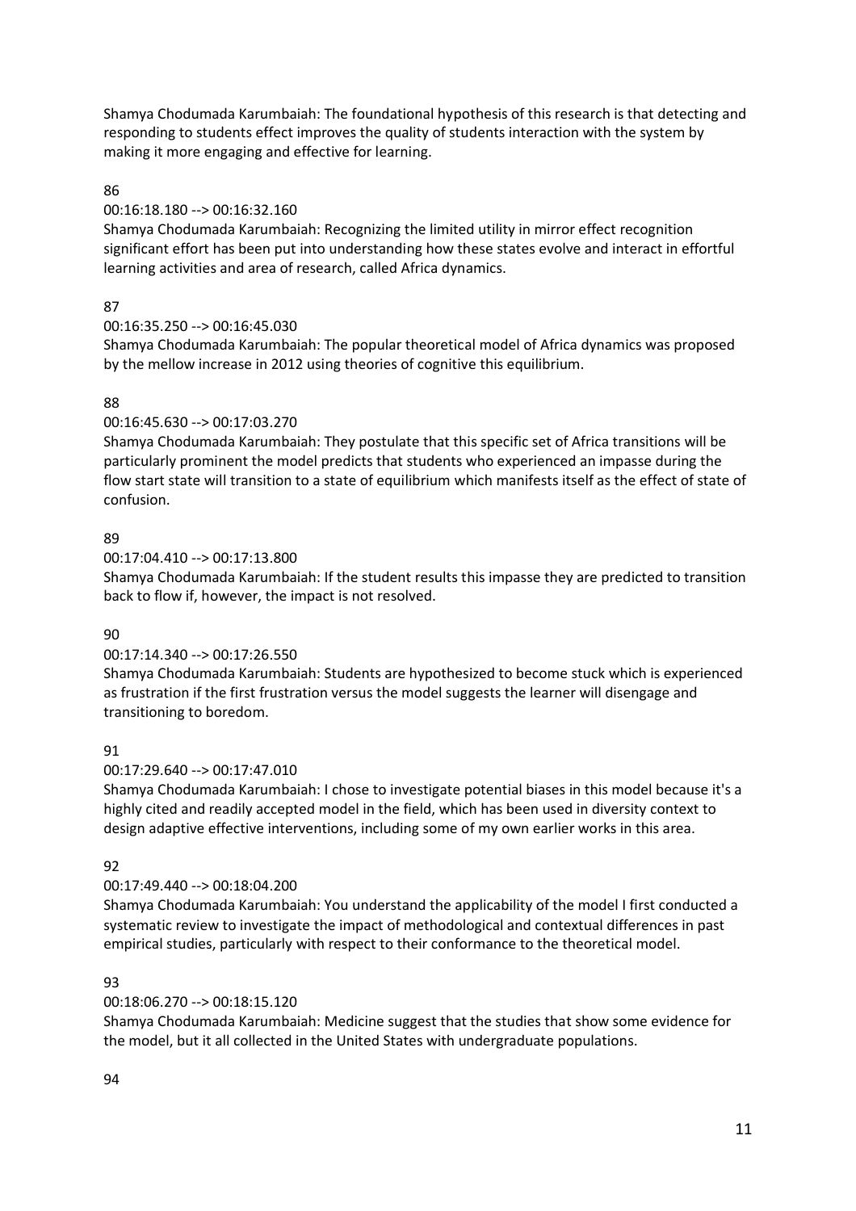Shamya Chodumada Karumbaiah: The foundational hypothesis of this research is that detecting and responding to students effect improves the quality of students interaction with the system by making it more engaging and effective for learning.

86

00:16:18.180 --> 00:16:32.160

Shamya Chodumada Karumbaiah: Recognizing the limited utility in mirror effect recognition significant effort has been put into understanding how these states evolve and interact in effortful learning activities and area of research, called Africa dynamics.

87

00:16:35.250 --> 00:16:45.030

Shamya Chodumada Karumbaiah: The popular theoretical model of Africa dynamics was proposed by the mellow increase in 2012 using theories of cognitive this equilibrium.

88

00:16:45.630 --> 00:17:03.270

Shamya Chodumada Karumbaiah: They postulate that this specific set of Africa transitions will be particularly prominent the model predicts that students who experienced an impasse during the flow start state will transition to a state of equilibrium which manifests itself as the effect of state of confusion.

89

00:17:04.410 --> 00:17:13.800

Shamya Chodumada Karumbaiah: If the student results this impasse they are predicted to transition back to flow if, however, the impact is not resolved.

90

00:17:14.340 --> 00:17:26.550

Shamya Chodumada Karumbaiah: Students are hypothesized to become stuck which is experienced as frustration if the first frustration versus the model suggests the learner will disengage and transitioning to boredom.

91

00:17:29.640 --> 00:17:47.010

Shamya Chodumada Karumbaiah: I chose to investigate potential biases in this model because it's a highly cited and readily accepted model in the field, which has been used in diversity context to design adaptive effective interventions, including some of my own earlier works in this area.

92

00:17:49.440 --> 00:18:04.200

Shamya Chodumada Karumbaiah: You understand the applicability of the model I first conducted a systematic review to investigate the impact of methodological and contextual differences in past empirical studies, particularly with respect to their conformance to the theoretical model.

93

00:18:06.270 --> 00:18:15.120

Shamya Chodumada Karumbaiah: Medicine suggest that the studies that show some evidence for the model, but it all collected in the United States with undergraduate populations.

94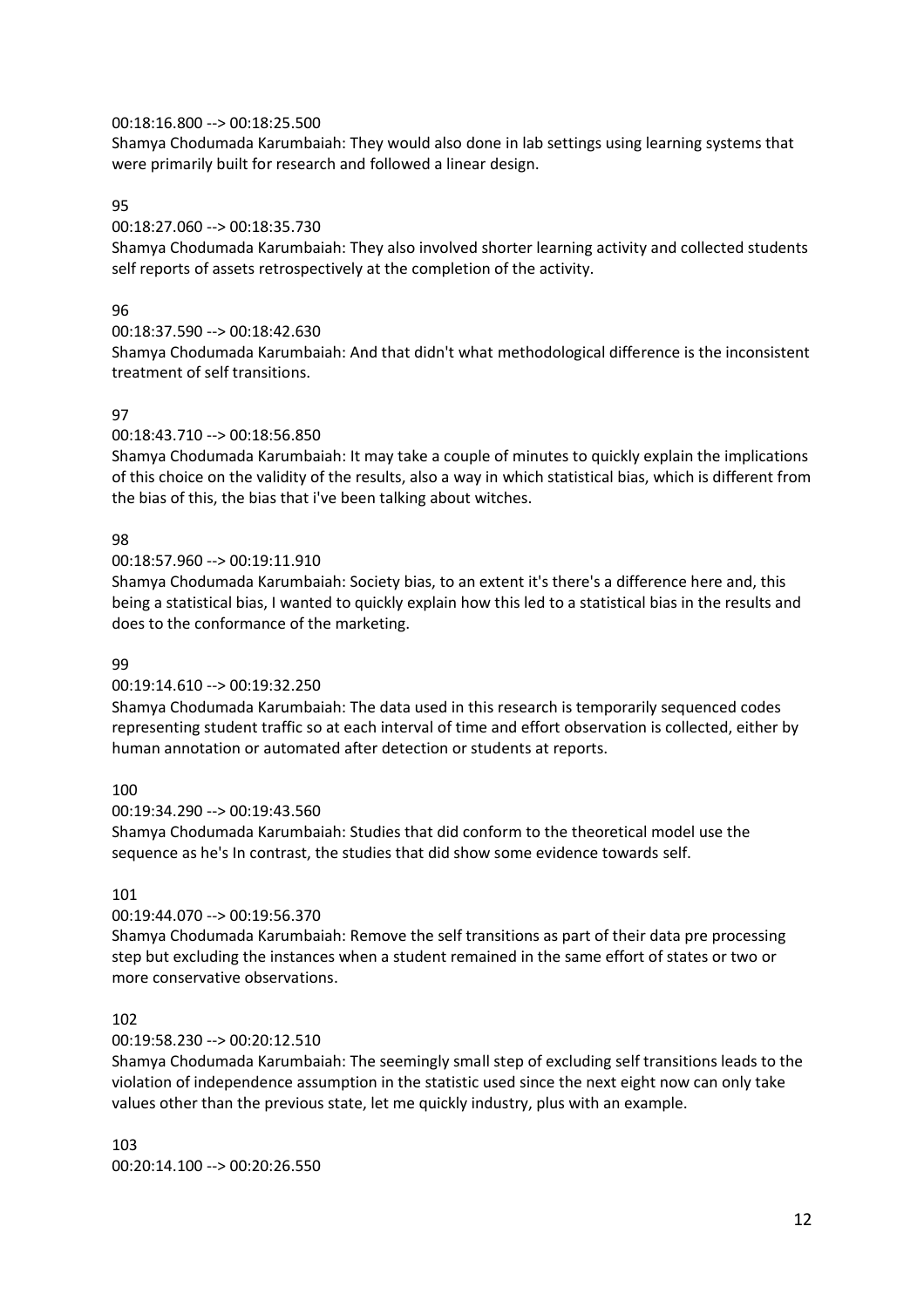00:18:16.800 --> 00:18:25.500
Shamya Chodumada Karumbaiah: They would also done in lab settings using learning systems that were primarily built for research and followed a linear design.

95

00:18:27.060 --> 00:18:35.730
Shamya Chodumada Karumbaiah: They also involved shorter learning activity and collected students self reports of assets retrospectively at the completion of the activity.

96

00:18:37.590 --> 00:18:42.630
Shamya Chodumada Karumbaiah: And that didn't what methodological difference is the inconsistent treatment of self transitions.

97

00:18:43.710 --> 00:18:56.850
Shamya Chodumada Karumbaiah: It may take a couple of minutes to quickly explain the implications of this choice on the validity of the results, also a way in which statistical bias, which is different from the bias of this, the bias that i've been talking about witches.

98

00:18:57.960 --> 00:19:11.910
Shamya Chodumada Karumbaiah: Society bias, to an extent it's there's a difference here and, this being a statistical bias, I wanted to quickly explain how this led to a statistical bias in the results and does to the conformance of the marketing.

99

00:19:14.610 --> 00:19:32.250
Shamya Chodumada Karumbaiah: The data used in this research is temporarily sequenced codes representing student traffic so at each interval of time and effort observation is collected, either by human annotation or automated after detection or students at reports.

100

00:19:34.290 --> 00:19:43.560
Shamya Chodumada Karumbaiah: Studies that did conform to the theoretical model use the sequence as he's In contrast, the studies that did show some evidence towards self.

101

00:19:44.070 --> 00:19:56.370
Shamya Chodumada Karumbaiah: Remove the self transitions as part of their data pre processing step but excluding the instances when a student remained in the same effort of states or two or more conservative observations.

102

00:19:58.230 --> 00:20:12.510
Shamya Chodumada Karumbaiah: The seemingly small step of excluding self transitions leads to the violation of independence assumption in the statistic used since the next eight now can only take values other than the previous state, let me quickly industry, plus with an example.

103

00:20:14.100 --> 00:20:26.550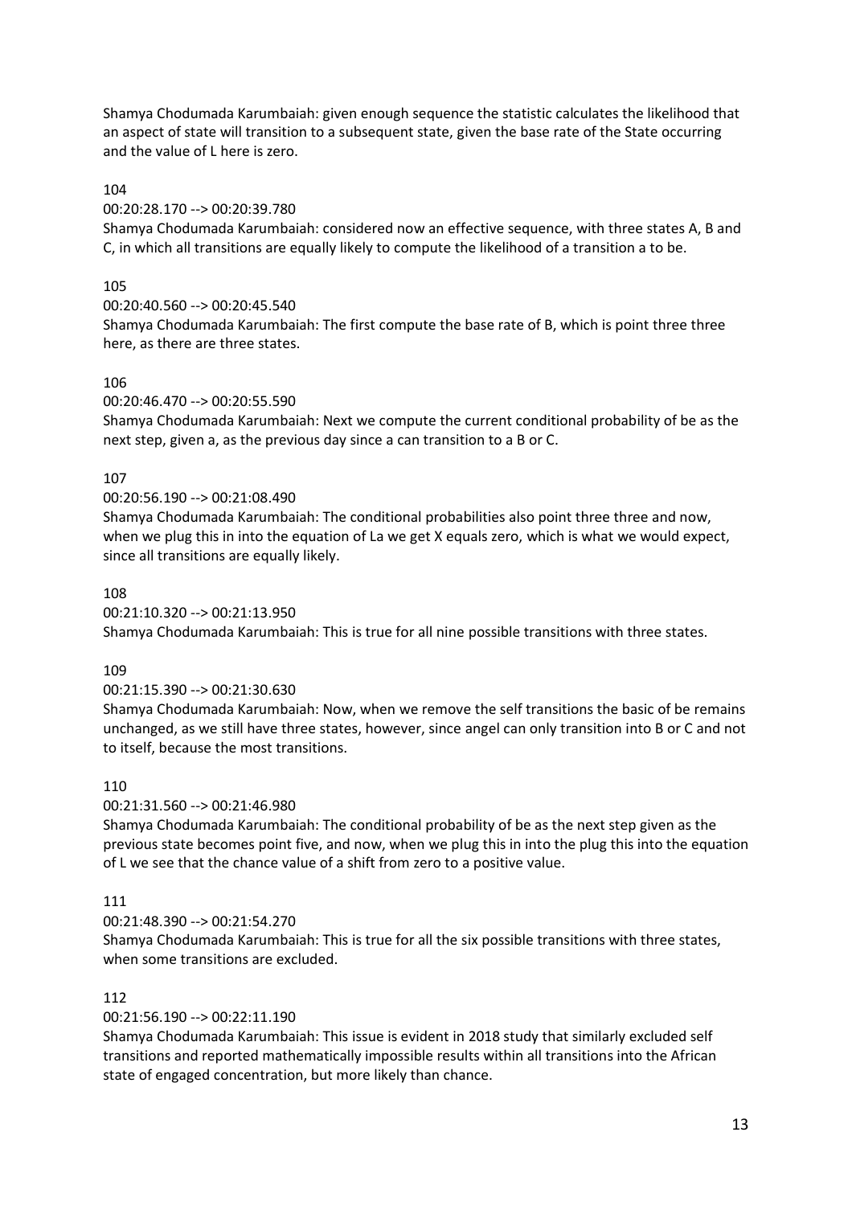Shamya Chodumada Karumbaiah: given enough sequence the statistic calculates the likelihood that an aspect of state will transition to a subsequent state, given the base rate of the State occurring and the value of L here is zero.

104

00:20:28.170 --> 00:20:39.780

Shamya Chodumada Karumbaiah: considered now an effective sequence, with three states A, B and C, in which all transitions are equally likely to compute the likelihood of a transition a to be.

105

00:20:40.560 --> 00:20:45.540

Shamya Chodumada Karumbaiah: The first compute the base rate of B, which is point three three here, as there are three states.

106

00:20:46.470 --> 00:20:55.590

Shamya Chodumada Karumbaiah: Next we compute the current conditional probability of be as the next step, given a, as the previous day since a can transition to a B or C.

107

00:20:56.190 --> 00:21:08.490

Shamya Chodumada Karumbaiah: The conditional probabilities also point three three and now, when we plug this in into the equation of La we get X equals zero, which is what we would expect, since all transitions are equally likely.

108

00:21:10.320 --> 00:21:13.950

Shamya Chodumada Karumbaiah: This is true for all nine possible transitions with three states.

109

00:21:15.390 --> 00:21:30.630

Shamya Chodumada Karumbaiah: Now, when we remove the self transitions the basic of be remains unchanged, as we still have three states, however, since angel can only transition into B or C and not to itself, because the most transitions.

110

00:21:31.560 --> 00:21:46.980

Shamya Chodumada Karumbaiah: The conditional probability of be as the next step given as the previous state becomes point five, and now, when we plug this in into the plug this into the equation of L we see that the chance value of a shift from zero to a positive value.

111

00:21:48.390 --> 00:21:54.270

Shamya Chodumada Karumbaiah: This is true for all the six possible transitions with three states, when some transitions are excluded.

112

00:21:56.190 --> 00:22:11.190

Shamya Chodumada Karumbaiah: This issue is evident in 2018 study that similarly excluded self transitions and reported mathematically impossible results within all transitions into the African state of engaged concentration, but more likely than chance.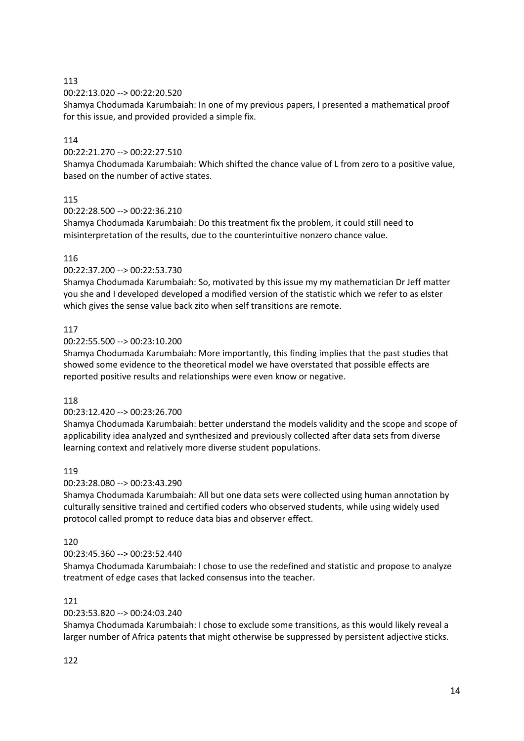113

00:22:13.020 --> 00:22:20.520

Shamya Chodumada Karumbaiah: In one of my previous papers, I presented a mathematical proof for this issue, and provided provided a simple fix.

114

00:22:21.270 --> 00:22:27.510

Shamya Chodumada Karumbaiah: Which shifted the chance value of L from zero to a positive value, based on the number of active states.

115

00:22:28.500 --> 00:22:36.210

Shamya Chodumada Karumbaiah: Do this treatment fix the problem, it could still need to misinterpretation of the results, due to the counterintuitive nonzero chance value.

116

00:22:37.200 --> 00:22:53.730

Shamya Chodumada Karumbaiah: So, motivated by this issue my my mathematician Dr Jeff matter you she and I developed developed a modified version of the statistic which we refer to as elster which gives the sense value back zito when self transitions are remote.

117

00:22:55.500 --> 00:23:10.200

Shamya Chodumada Karumbaiah: More importantly, this finding implies that the past studies that showed some evidence to the theoretical model we have overstated that possible effects are reported positive results and relationships were even know or negative.

118

00:23:12.420 --> 00:23:26.700

Shamya Chodumada Karumbaiah: better understand the models validity and the scope and scope of applicability idea analyzed and synthesized and previously collected after data sets from diverse learning context and relatively more diverse student populations.

119

00:23:28.080 --> 00:23:43.290

Shamya Chodumada Karumbaiah: All but one data sets were collected using human annotation by culturally sensitive trained and certified coders who observed students, while using widely used protocol called prompt to reduce data bias and observer effect.

120

00:23:45.360 --> 00:23:52.440

Shamya Chodumada Karumbaiah: I chose to use the redefined and statistic and propose to analyze treatment of edge cases that lacked consensus into the teacher.

121

00:23:53.820 --> 00:24:03.240

Shamya Chodumada Karumbaiah: I chose to exclude some transitions, as this would likely reveal a larger number of Africa patents that might otherwise be suppressed by persistent adjective sticks.

122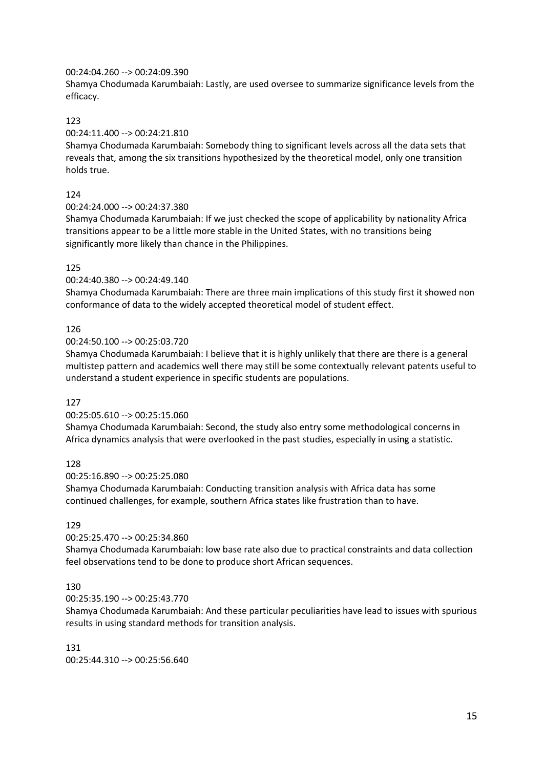00:24:04.260 --> 00:24:09.390
Shamya Chodumada Karumbaiah: Lastly, are used oversee to summarize significance levels from the efficacy.

123
00:24:11.400 --> 00:24:21.810
Shamya Chodumada Karumbaiah: Somebody thing to significant levels across all the data sets that reveals that, among the six transitions hypothesized by the theoretical model, only one transition holds true.

124
00:24:24.000 --> 00:24:37.380
Shamya Chodumada Karumbaiah: If we just checked the scope of applicability by nationality Africa transitions appear to be a little more stable in the United States, with no transitions being significantly more likely than chance in the Philippines.

125
00:24:40.380 --> 00:24:49.140
Shamya Chodumada Karumbaiah: There are three main implications of this study first it showed non conformance of data to the widely accepted theoretical model of student effect.

126
00:24:50.100 --> 00:25:03.720
Shamya Chodumada Karumbaiah: I believe that it is highly unlikely that there are there is a general multistep pattern and academics well there may still be some contextually relevant patents useful to understand a student experience in specific students are populations.

127
00:25:05.610 --> 00:25:15.060
Shamya Chodumada Karumbaiah: Second, the study also entry some methodological concerns in Africa dynamics analysis that were overlooked in the past studies, especially in using a statistic.

128
00:25:16.890 --> 00:25:25.080
Shamya Chodumada Karumbaiah: Conducting transition analysis with Africa data has some continued challenges, for example, southern Africa states like frustration than to have.

129
00:25:25.470 --> 00:25:34.860
Shamya Chodumada Karumbaiah: low base rate also due to practical constraints and data collection feel observations tend to be done to produce short African sequences.

130
00:25:35.190 --> 00:25:43.770
Shamya Chodumada Karumbaiah: And these particular peculiarities have lead to issues with spurious results in using standard methods for transition analysis.

131
00:25:44.310 --> 00:25:56.640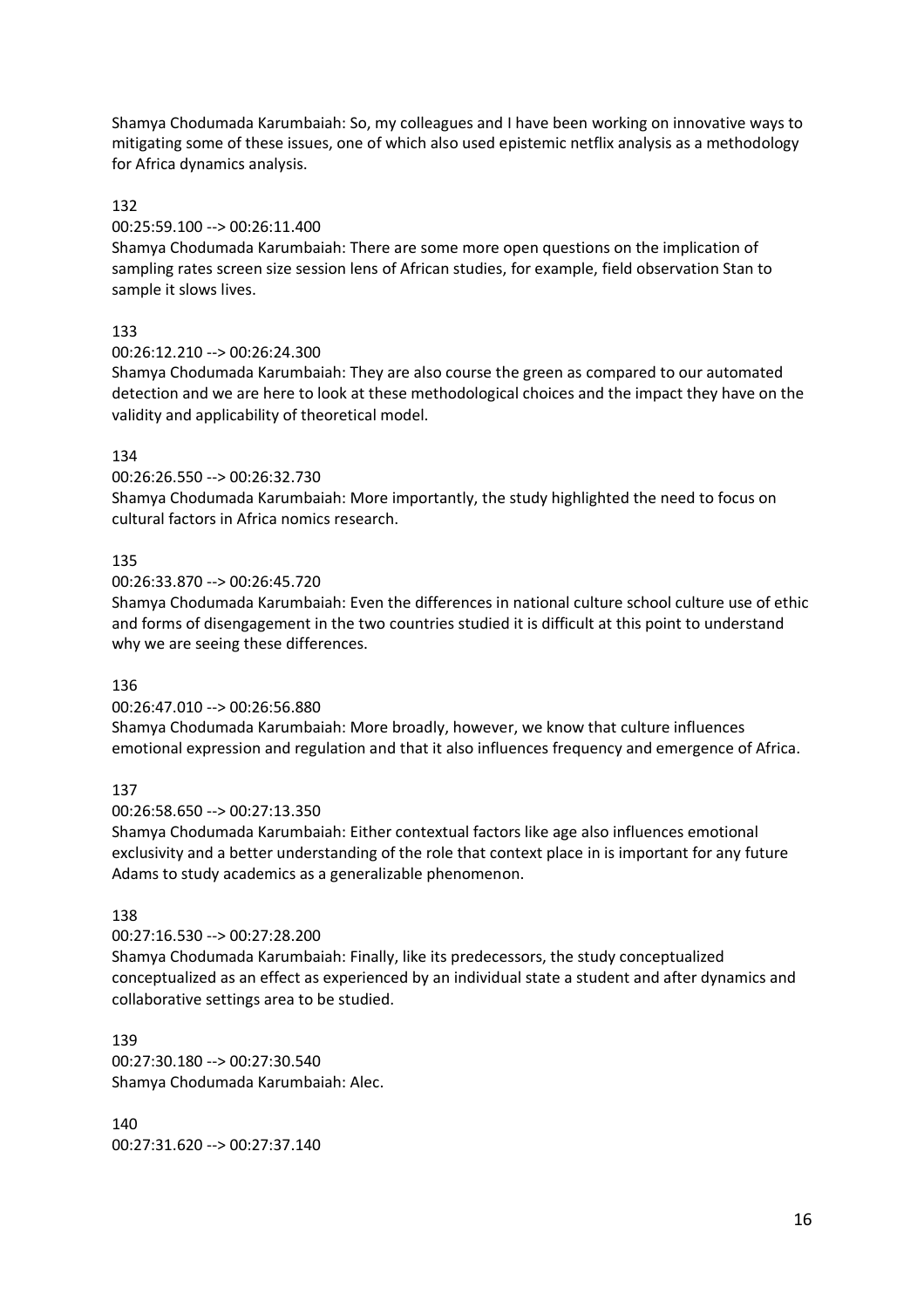Shamya Chodumada Karumbaiah: So, my colleagues and I have been working on innovative ways to mitigating some of these issues, one of which also used epistemic netflix analysis as a methodology for Africa dynamics analysis.

132

00:25:59.100 --> 00:26:11.400

Shamya Chodumada Karumbaiah: There are some more open questions on the implication of sampling rates screen size session lens of African studies, for example, field observation Stan to sample it slows lives.

133

00:26:12.210 --> 00:26:24.300

Shamya Chodumada Karumbaiah: They are also course the green as compared to our automated detection and we are here to look at these methodological choices and the impact they have on the validity and applicability of theoretical model.

134

00:26:26.550 --> 00:26:32.730

Shamya Chodumada Karumbaiah: More importantly, the study highlighted the need to focus on cultural factors in Africa nomics research.

135

00:26:33.870 --> 00:26:45.720

Shamya Chodumada Karumbaiah: Even the differences in national culture school culture use of ethic and forms of disengagement in the two countries studied it is difficult at this point to understand why we are seeing these differences.

136

00:26:47.010 --> 00:26:56.880

Shamya Chodumada Karumbaiah: More broadly, however, we know that culture influences emotional expression and regulation and that it also influences frequency and emergence of Africa.

137

00:26:58.650 --> 00:27:13.350

Shamya Chodumada Karumbaiah: Either contextual factors like age also influences emotional exclusivity and a better understanding of the role that context place in is important for any future Adams to study academics as a generalizable phenomenon.

138

00:27:16.530 --> 00:27:28.200

Shamya Chodumada Karumbaiah: Finally, like its predecessors, the study conceptualized conceptualized as an effect as experienced by an individual state a student and after dynamics and collaborative settings area to be studied.

139

00:27:30.180 --> 00:27:30.540

Shamya Chodumada Karumbaiah: Alec.

140

00:27:31.620 --> 00:27:37.140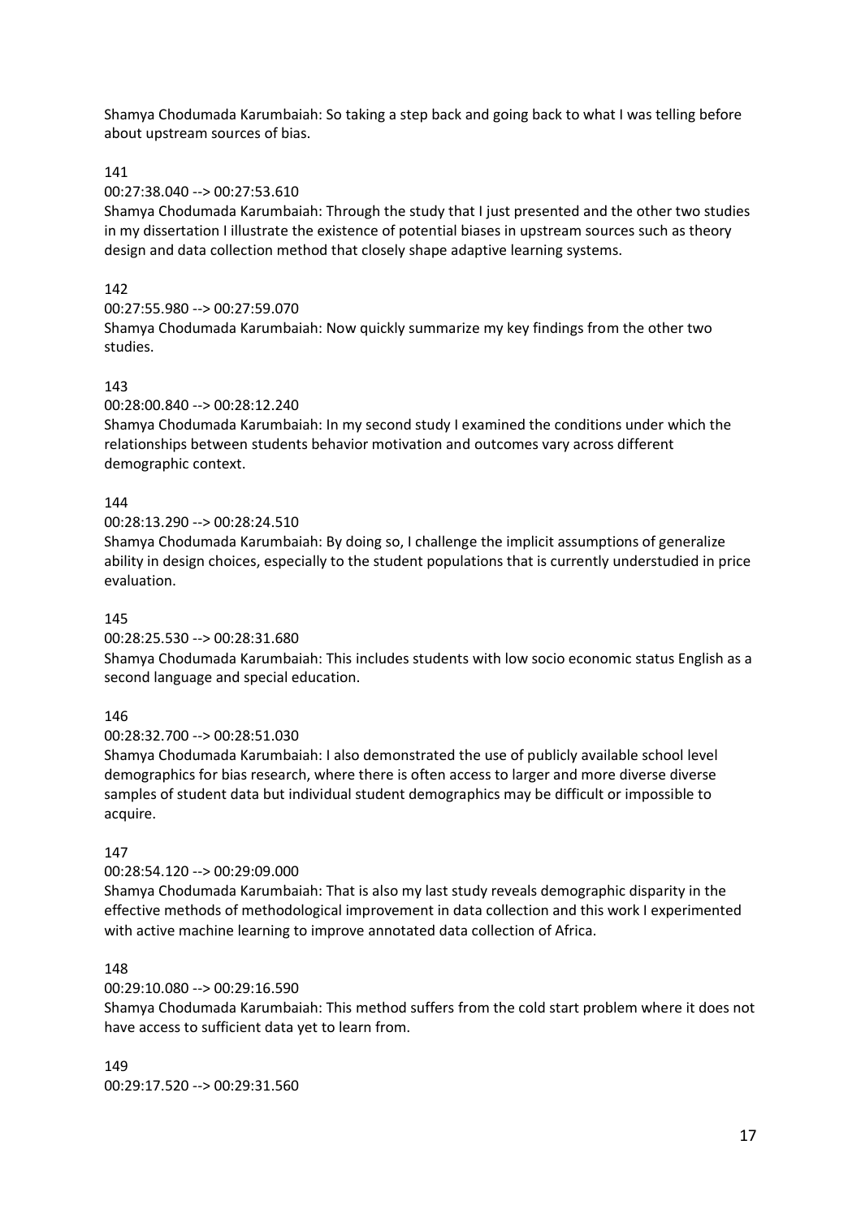Shamya Chodumada Karumbaiah: So taking a step back and going back to what I was telling before about upstream sources of bias.

141

00:27:38.040 --> 00:27:53.610

Shamya Chodumada Karumbaiah: Through the study that I just presented and the other two studies in my dissertation I illustrate the existence of potential biases in upstream sources such as theory design and data collection method that closely shape adaptive learning systems.

142

00:27:55.980 --> 00:27:59.070

Shamya Chodumada Karumbaiah: Now quickly summarize my key findings from the other two studies.

143

00:28:00.840 --> 00:28:12.240

Shamya Chodumada Karumbaiah: In my second study I examined the conditions under which the relationships between students behavior motivation and outcomes vary across different demographic context.

144

00:28:13.290 --> 00:28:24.510

Shamya Chodumada Karumbaiah: By doing so, I challenge the implicit assumptions of generalize ability in design choices, especially to the student populations that is currently understudied in price evaluation.

145

00:28:25.530 --> 00:28:31.680

Shamya Chodumada Karumbaiah: This includes students with low socio economic status English as a second language and special education.

146

00:28:32.700 --> 00:28:51.030

Shamya Chodumada Karumbaiah: I also demonstrated the use of publicly available school level demographics for bias research, where there is often access to larger and more diverse diverse samples of student data but individual student demographics may be difficult or impossible to acquire.

147

00:28:54.120 --> 00:29:09.000

Shamya Chodumada Karumbaiah: That is also my last study reveals demographic disparity in the effective methods of methodological improvement in data collection and this work I experimented with active machine learning to improve annotated data collection of Africa.

148

00:29:10.080 --> 00:29:16.590

Shamya Chodumada Karumbaiah: This method suffers from the cold start problem where it does not have access to sufficient data yet to learn from.

149

00:29:17.520 --> 00:29:31.560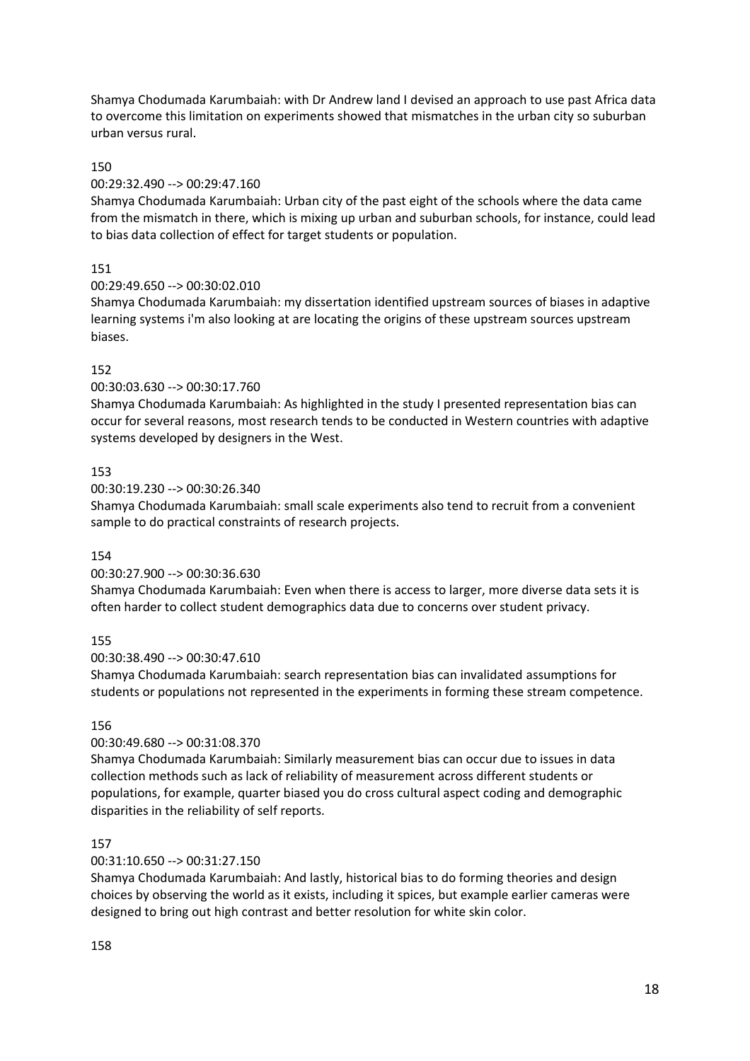Shamya Chodumada Karumbaiah: with Dr Andrew land I devised an approach to use past Africa data to overcome this limitation on experiments showed that mismatches in the urban city so suburban urban versus rural.

150

00:29:32.490 --> 00:29:47.160

Shamya Chodumada Karumbaiah: Urban city of the past eight of the schools where the data came from the mismatch in there, which is mixing up urban and suburban schools, for instance, could lead to bias data collection of effect for target students or population.

151

00:29:49.650 --> 00:30:02.010

Shamya Chodumada Karumbaiah: my dissertation identified upstream sources of biases in adaptive learning systems i'm also looking at are locating the origins of these upstream sources upstream biases.

152

00:30:03.630 --> 00:30:17.760

Shamya Chodumada Karumbaiah: As highlighted in the study I presented representation bias can occur for several reasons, most research tends to be conducted in Western countries with adaptive systems developed by designers in the West.

153

00:30:19.230 --> 00:30:26.340

Shamya Chodumada Karumbaiah: small scale experiments also tend to recruit from a convenient sample to do practical constraints of research projects.

154

00:30:27.900 --> 00:30:36.630

Shamya Chodumada Karumbaiah: Even when there is access to larger, more diverse data sets it is often harder to collect student demographics data due to concerns over student privacy.

155

00:30:38.490 --> 00:30:47.610

Shamya Chodumada Karumbaiah: search representation bias can invalidated assumptions for students or populations not represented in the experiments in forming these stream competence.

156

00:30:49.680 --> 00:31:08.370

Shamya Chodumada Karumbaiah: Similarly measurement bias can occur due to issues in data collection methods such as lack of reliability of measurement across different students or populations, for example, quarter biased you do cross cultural aspect coding and demographic disparities in the reliability of self reports.

157

00:31:10.650 --> 00:31:27.150

Shamya Chodumada Karumbaiah: And lastly, historical bias to do forming theories and design choices by observing the world as it exists, including it spices, but example earlier cameras were designed to bring out high contrast and better resolution for white skin color.

158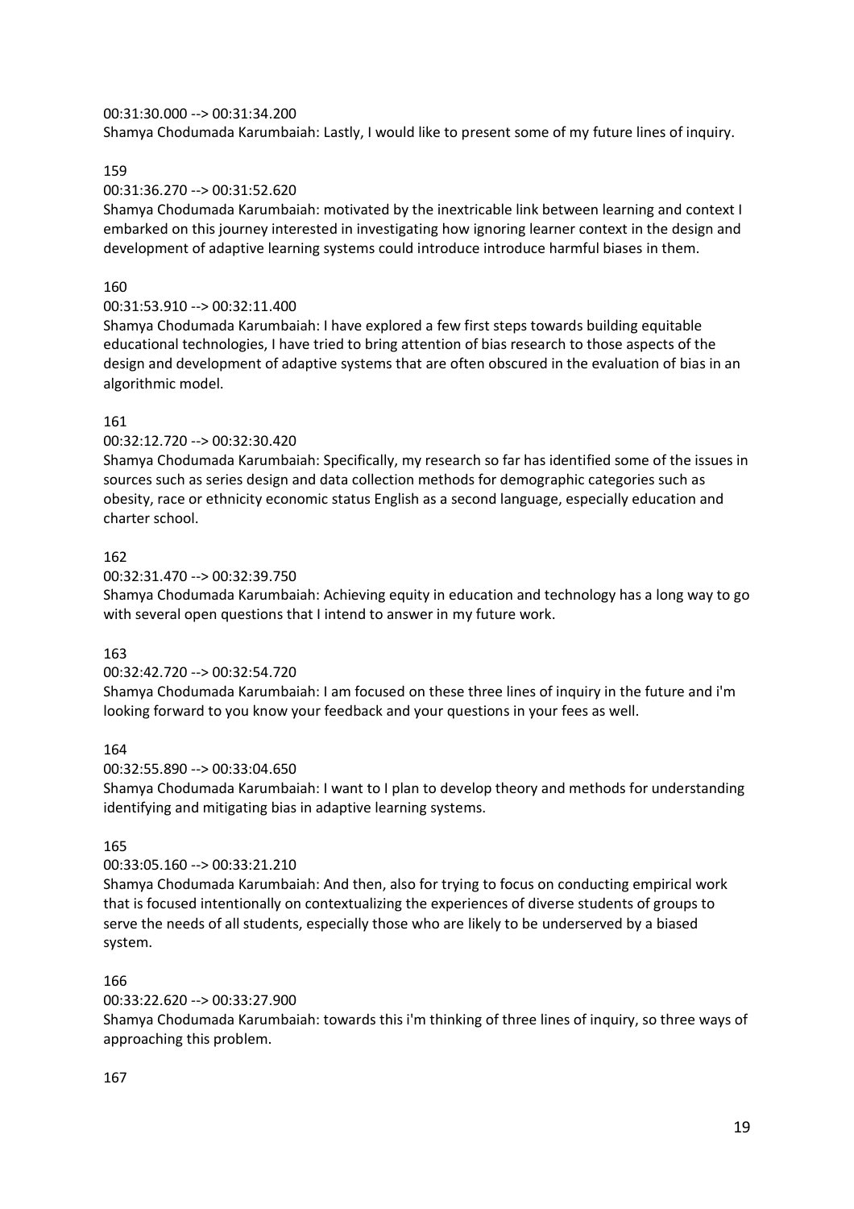00:31:30.000 --> 00:31:34.200
Shamya Chodumada Karumbaiah: Lastly, I would like to present some of my future lines of inquiry.

159

00:31:36.270 --> 00:31:52.620
Shamya Chodumada Karumbaiah: motivated by the inextricable link between learning and context I embarked on this journey interested in investigating how ignoring learner context in the design and development of adaptive learning systems could introduce introduce harmful biases in them.

160

00:31:53.910 --> 00:32:11.400
Shamya Chodumada Karumbaiah: I have explored a few first steps towards building equitable educational technologies, I have tried to bring attention of bias research to those aspects of the design and development of adaptive systems that are often obscured in the evaluation of bias in an algorithmic model.

161

00:32:12.720 --> 00:32:30.420
Shamya Chodumada Karumbaiah: Specifically, my research so far has identified some of the issues in sources such as series design and data collection methods for demographic categories such as obesity, race or ethnicity economic status English as a second language, especially education and charter school.

162

00:32:31.470 --> 00:32:39.750
Shamya Chodumada Karumbaiah: Achieving equity in education and technology has a long way to go with several open questions that I intend to answer in my future work.

163

00:32:42.720 --> 00:32:54.720
Shamya Chodumada Karumbaiah: I am focused on these three lines of inquiry in the future and i'm looking forward to you know your feedback and your questions in your fees as well.

164

00:32:55.890 --> 00:33:04.650
Shamya Chodumada Karumbaiah: I want to I plan to develop theory and methods for understanding identifying and mitigating bias in adaptive learning systems.

165

00:33:05.160 --> 00:33:21.210
Shamya Chodumada Karumbaiah: And then, also for trying to focus on conducting empirical work that is focused intentionally on contextualizing the experiences of diverse students of groups to serve the needs of all students, especially those who are likely to be underserved by a biased system.

166

00:33:22.620 --> 00:33:27.900
Shamya Chodumada Karumbaiah: towards this i'm thinking of three lines of inquiry, so three ways of approaching this problem.

167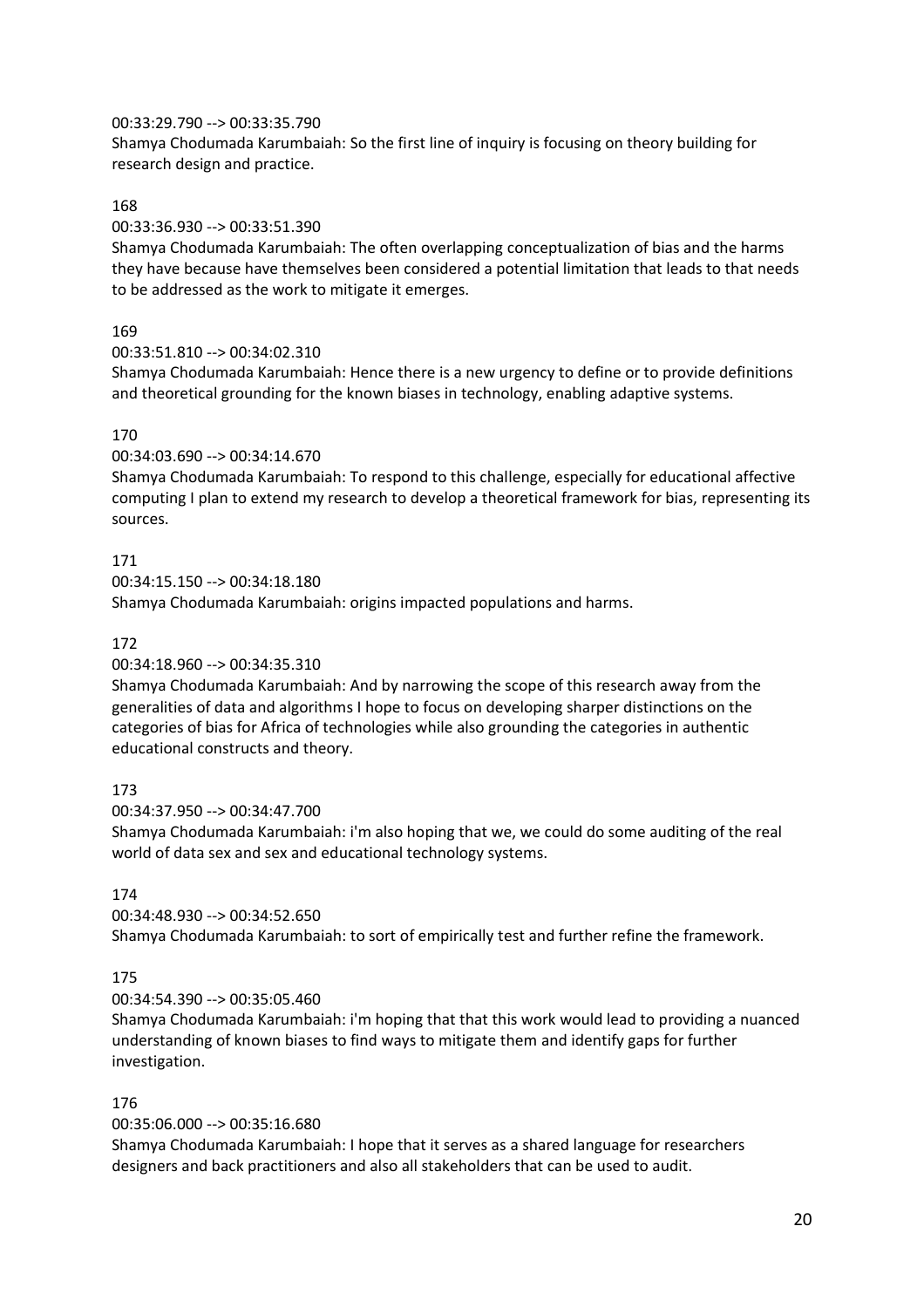00:33:29.790 --> 00:33:35.790
Shamya Chodumada Karumbaiah: So the first line of inquiry is focusing on theory building for research design and practice.

168
00:33:36.930 --> 00:33:51.390
Shamya Chodumada Karumbaiah: The often overlapping conceptualization of bias and the harms they have because have themselves been considered a potential limitation that leads to that needs to be addressed as the work to mitigate it emerges.

169
00:33:51.810 --> 00:34:02.310
Shamya Chodumada Karumbaiah: Hence there is a new urgency to define or to provide definitions and theoretical grounding for the known biases in technology, enabling adaptive systems.

170
00:34:03.690 --> 00:34:14.670
Shamya Chodumada Karumbaiah: To respond to this challenge, especially for educational affective computing I plan to extend my research to develop a theoretical framework for bias, representing its sources.

171
00:34:15.150 --> 00:34:18.180
Shamya Chodumada Karumbaiah: origins impacted populations and harms.

172
00:34:18.960 --> 00:34:35.310
Shamya Chodumada Karumbaiah: And by narrowing the scope of this research away from the generalities of data and algorithms I hope to focus on developing sharper distinctions on the categories of bias for Africa of technologies while also grounding the categories in authentic educational constructs and theory.

173
00:34:37.950 --> 00:34:47.700
Shamya Chodumada Karumbaiah: i'm also hoping that we, we could do some auditing of the real world of data sex and sex and educational technology systems.

174
00:34:48.930 --> 00:34:52.650
Shamya Chodumada Karumbaiah: to sort of empirically test and further refine the framework.

175
00:34:54.390 --> 00:35:05.460
Shamya Chodumada Karumbaiah: i'm hoping that that this work would lead to providing a nuanced understanding of known biases to find ways to mitigate them and identify gaps for further investigation.

176
00:35:06.000 --> 00:35:16.680
Shamya Chodumada Karumbaiah: I hope that it serves as a shared language for researchers designers and back practitioners and also all stakeholders that can be used to audit.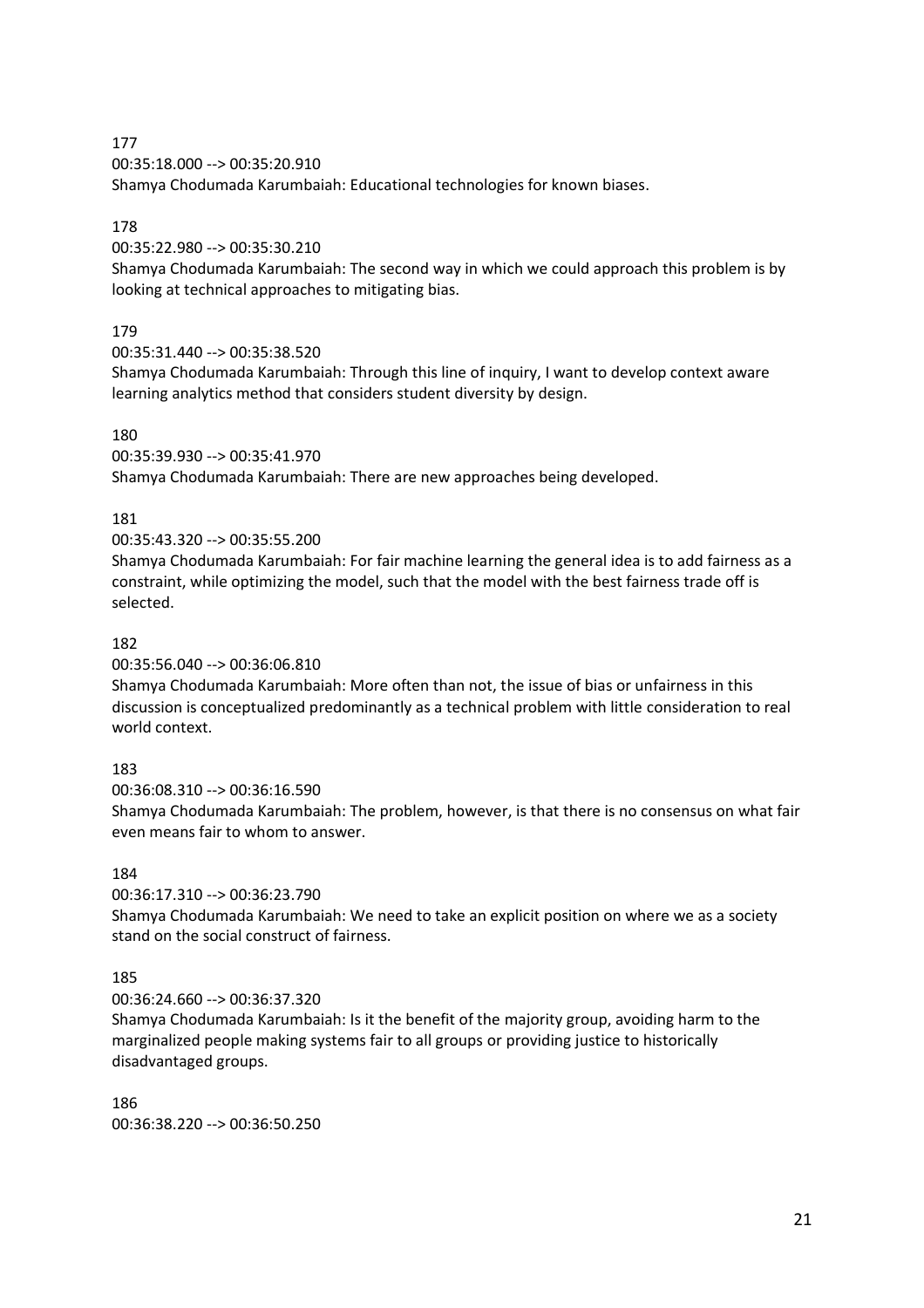177
00:35:18.000 --> 00:35:20.910
Shamya Chodumada Karumbaiah: Educational technologies for known biases.

178
00:35:22.980 --> 00:35:30.210
Shamya Chodumada Karumbaiah: The second way in which we could approach this problem is by looking at technical approaches to mitigating bias.

179
00:35:31.440 --> 00:35:38.520
Shamya Chodumada Karumbaiah: Through this line of inquiry, I want to develop context aware learning analytics method that considers student diversity by design.

180
00:35:39.930 --> 00:35:41.970
Shamya Chodumada Karumbaiah: There are new approaches being developed.

181
00:35:43.320 --> 00:35:55.200
Shamya Chodumada Karumbaiah: For fair machine learning the general idea is to add fairness as a constraint, while optimizing the model, such that the model with the best fairness trade off is selected.

182
00:35:56.040 --> 00:36:06.810
Shamya Chodumada Karumbaiah: More often than not, the issue of bias or unfairness in this discussion is conceptualized predominantly as a technical problem with little consideration to real world context.

183
00:36:08.310 --> 00:36:16.590
Shamya Chodumada Karumbaiah: The problem, however, is that there is no consensus on what fair even means fair to whom to answer.

184
00:36:17.310 --> 00:36:23.790
Shamya Chodumada Karumbaiah: We need to take an explicit position on where we as a society stand on the social construct of fairness.

185
00:36:24.660 --> 00:36:37.320
Shamya Chodumada Karumbaiah: Is it the benefit of the majority group, avoiding harm to the marginalized people making systems fair to all groups or providing justice to historically disadvantaged groups.

186
00:36:38.220 --> 00:36:50.250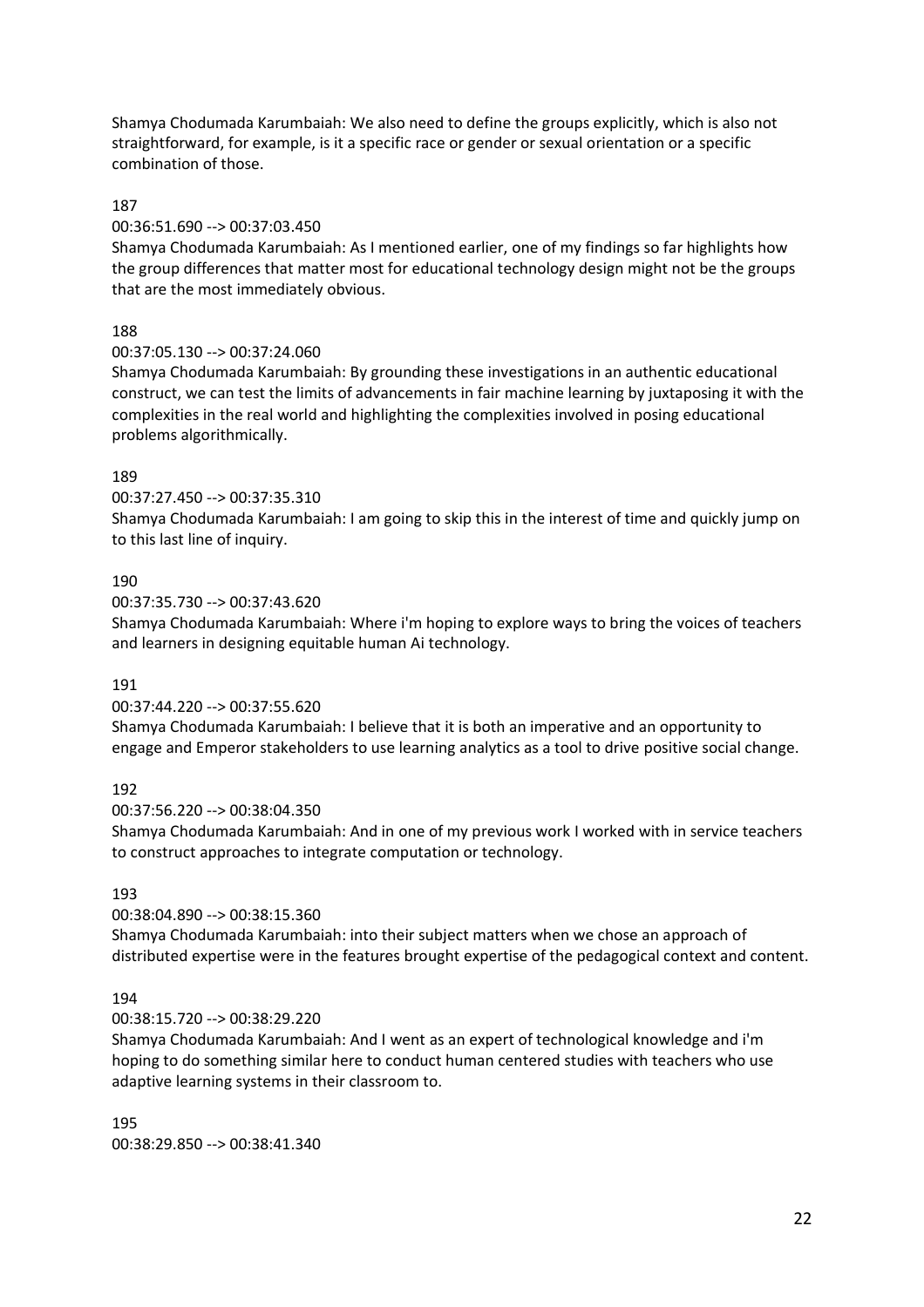Shamya Chodumada Karumbaiah: We also need to define the groups explicitly, which is also not straightforward, for example, is it a specific race or gender or sexual orientation or a specific combination of those.

187

00:36:51.690 --> 00:37:03.450

Shamya Chodumada Karumbaiah: As I mentioned earlier, one of my findings so far highlights how the group differences that matter most for educational technology design might not be the groups that are the most immediately obvious.

188

00:37:05.130 --> 00:37:24.060

Shamya Chodumada Karumbaiah: By grounding these investigations in an authentic educational construct, we can test the limits of advancements in fair machine learning by juxtaposing it with the complexities in the real world and highlighting the complexities involved in posing educational problems algorithmically.

189

00:37:27.450 --> 00:37:35.310

Shamya Chodumada Karumbaiah: I am going to skip this in the interest of time and quickly jump on to this last line of inquiry.

190

00:37:35.730 --> 00:37:43.620

Shamya Chodumada Karumbaiah: Where i'm hoping to explore ways to bring the voices of teachers and learners in designing equitable human Ai technology.

191

00:37:44.220 --> 00:37:55.620

Shamya Chodumada Karumbaiah: I believe that it is both an imperative and an opportunity to engage and Emperor stakeholders to use learning analytics as a tool to drive positive social change.

192

00:37:56.220 --> 00:38:04.350

Shamya Chodumada Karumbaiah: And in one of my previous work I worked with in service teachers to construct approaches to integrate computation or technology.

193

00:38:04.890 --> 00:38:15.360

Shamya Chodumada Karumbaiah: into their subject matters when we chose an approach of distributed expertise were in the features brought expertise of the pedagogical context and content.

194

00:38:15.720 --> 00:38:29.220

Shamya Chodumada Karumbaiah: And I went as an expert of technological knowledge and i'm hoping to do something similar here to conduct human centered studies with teachers who use adaptive learning systems in their classroom to.

195

00:38:29.850 --> 00:38:41.340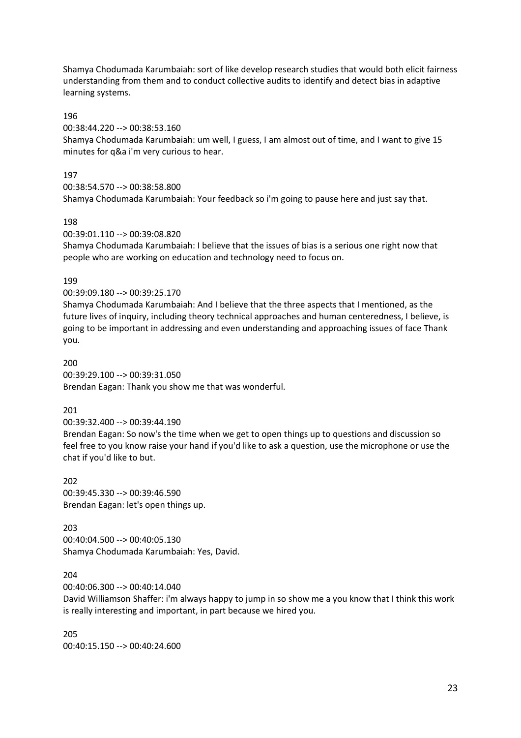Shamya Chodumada Karumbaiah: sort of like develop research studies that would both elicit fairness understanding from them and to conduct collective audits to identify and detect bias in adaptive learning systems.

196
00:38:44.220 --> 00:38:53.160
Shamya Chodumada Karumbaiah: um well, I guess, I am almost out of time, and I want to give 15 minutes for q&a i'm very curious to hear.

197
00:38:54.570 --> 00:38:58.800
Shamya Chodumada Karumbaiah: Your feedback so i'm going to pause here and just say that.

198
00:39:01.110 --> 00:39:08.820
Shamya Chodumada Karumbaiah: I believe that the issues of bias is a serious one right now that people who are working on education and technology need to focus on.

199
00:39:09.180 --> 00:39:25.170
Shamya Chodumada Karumbaiah: And I believe that the three aspects that I mentioned, as the future lives of inquiry, including theory technical approaches and human centeredness, I believe, is going to be important in addressing and even understanding and approaching issues of face Thank you.

200
00:39:29.100 --> 00:39:31.050
Brendan Eagan: Thank you show me that was wonderful.

201
00:39:32.400 --> 00:39:44.190
Brendan Eagan: So now's the time when we get to open things up to questions and discussion so feel free to you know raise your hand if you'd like to ask a question, use the microphone or use the chat if you'd like to but.

202
00:39:45.330 --> 00:39:46.590
Brendan Eagan: let's open things up.

203
00:40:04.500 --> 00:40:05.130
Shamya Chodumada Karumbaiah: Yes, David.

204
00:40:06.300 --> 00:40:14.040
David Williamson Shaffer: i'm always happy to jump in so show me a you know that I think this work is really interesting and important, in part because we hired you.

205
00:40:15.150 --> 00:40:24.600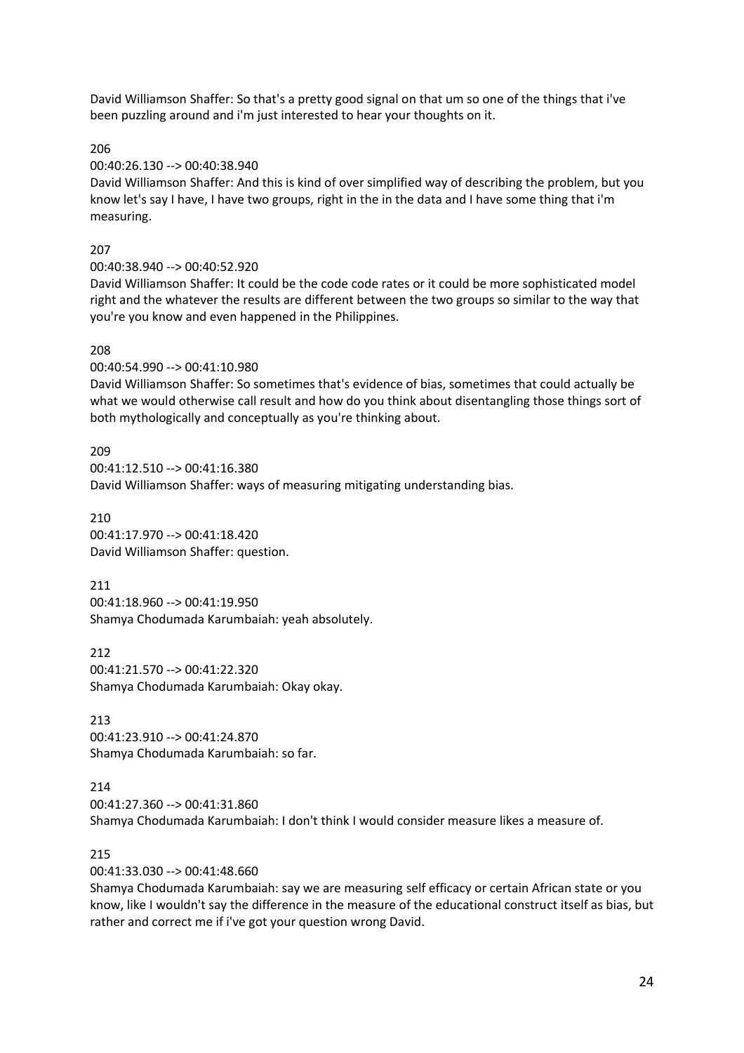David Williamson Shaffer: So that's a pretty good signal on that um so one of the things that i've been puzzling around and i'm just interested to hear your thoughts on it.

206
00:40:26.130 --> 00:40:38.940
David Williamson Shaffer: And this is kind of over simplified way of describing the problem, but you know let's say I have, I have two groups, right in the in the data and I have some thing that i'm measuring.

207
00:40:38.940 --> 00:40:52.920
David Williamson Shaffer: It could be the code code rates or it could be more sophisticated model right and the whatever the results are different between the two groups so similar to the way that you're you know and even happened in the Philippines.

208
00:40:54.990 --> 00:41:10.980
David Williamson Shaffer: So sometimes that's evidence of bias, sometimes that could actually be what we would otherwise call result and how do you think about disentangling those things sort of both mythologically and conceptually as you're thinking about.

209
00:41:12.510 --> 00:41:16.380
David Williamson Shaffer: ways of measuring mitigating understanding bias.

210
00:41:17.970 --> 00:41:18.420
David Williamson Shaffer: question.

211
00:41:18.960 --> 00:41:19.950
Shamya Chodumada Karumbaiah: yeah absolutely.

212
00:41:21.570 --> 00:41:22.320
Shamya Chodumada Karumbaiah: Okay okay.

213
00:41:23.910 --> 00:41:24.870
Shamya Chodumada Karumbaiah: so far.

214
00:41:27.360 --> 00:41:31.860
Shamya Chodumada Karumbaiah: I don't think I would consider measure likes a measure of.

215
00:41:33.030 --> 00:41:48.660
Shamya Chodumada Karumbaiah: say we are measuring self efficacy or certain African state or you know, like I wouldn't say the difference in the measure of the educational construct itself as bias, but rather and correct me if i've got your question wrong David.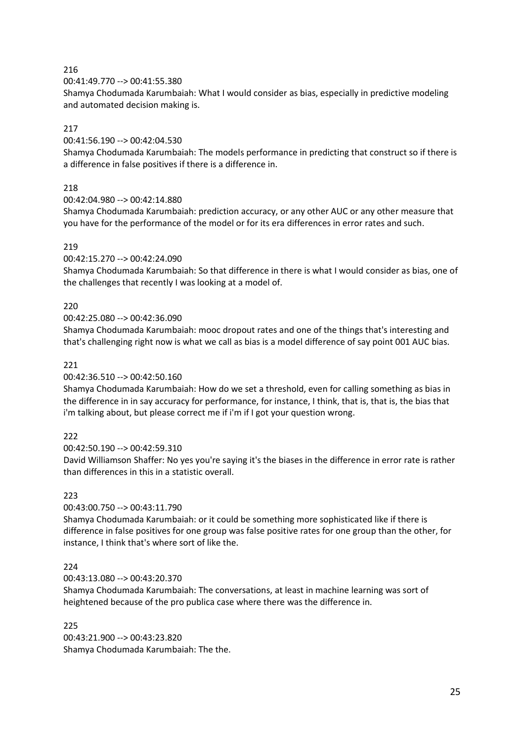216

00:41:49.770 --> 00:41:55.380

Shamya Chodumada Karumbaiah: What I would consider as bias, especially in predictive modeling and automated decision making is.

217

00:41:56.190 --> 00:42:04.530

Shamya Chodumada Karumbaiah: The models performance in predicting that construct so if there is a difference in false positives if there is a difference in.

218

00:42:04.980 --> 00:42:14.880

Shamya Chodumada Karumbaiah: prediction accuracy, or any other AUC or any other measure that you have for the performance of the model or for its era differences in error rates and such.

219

00:42:15.270 --> 00:42:24.090

Shamya Chodumada Karumbaiah: So that difference in there is what I would consider as bias, one of the challenges that recently I was looking at a model of.

220

00:42:25.080 --> 00:42:36.090

Shamya Chodumada Karumbaiah: mooc dropout rates and one of the things that's interesting and that's challenging right now is what we call as bias is a model difference of say point 001 AUC bias.

221

00:42:36.510 --> 00:42:50.160

Shamya Chodumada Karumbaiah: How do we set a threshold, even for calling something as bias in the difference in in say accuracy for performance, for instance, I think, that is, that is, the bias that i'm talking about, but please correct me if i'm if I got your question wrong.

222

00:42:50.190 --> 00:42:59.310

David Williamson Shaffer: No yes you're saying it's the biases in the difference in error rate is rather than differences in this in a statistic overall.

223

00:43:00.750 --> 00:43:11.790

Shamya Chodumada Karumbaiah: or it could be something more sophisticated like if there is difference in false positives for one group was false positive rates for one group than the other, for instance, I think that's where sort of like the.

224

00:43:13.080 --> 00:43:20.370

Shamya Chodumada Karumbaiah: The conversations, at least in machine learning was sort of heightened because of the pro publica case where there was the difference in.

225

00:43:21.900 --> 00:43:23.820

Shamya Chodumada Karumbaiah: The the.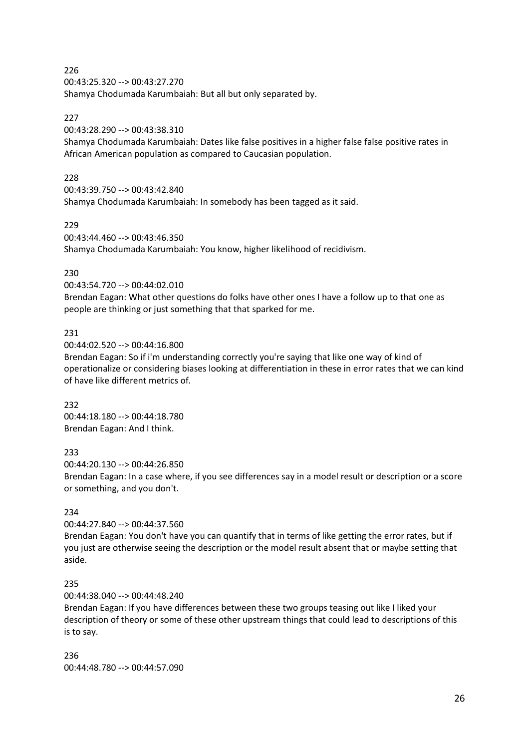226
00:43:25.320 --> 00:43:27.270
Shamya Chodumada Karumbaiah: But all but only separated by.

227
00:43:28.290 --> 00:43:38.310
Shamya Chodumada Karumbaiah: Dates like false positives in a higher false false positive rates in African American population as compared to Caucasian population.

228
00:43:39.750 --> 00:43:42.840
Shamya Chodumada Karumbaiah: In somebody has been tagged as it said.

229
00:43:44.460 --> 00:43:46.350
Shamya Chodumada Karumbaiah: You know, higher likelihood of recidivism.

230
00:43:54.720 --> 00:44:02.010
Brendan Eagan: What other questions do folks have other ones I have a follow up to that one as people are thinking or just something that that sparked for me.

231
00:44:02.520 --> 00:44:16.800
Brendan Eagan: So if i'm understanding correctly you're saying that like one way of kind of operationalize or considering biases looking at differentiation in these in error rates that we can kind of have like different metrics of.

232
00:44:18.180 --> 00:44:18.780
Brendan Eagan: And I think.

233
00:44:20.130 --> 00:44:26.850
Brendan Eagan: In a case where, if you see differences say in a model result or description or a score or something, and you don't.

234
00:44:27.840 --> 00:44:37.560
Brendan Eagan: You don't have you can quantify that in terms of like getting the error rates, but if you just are otherwise seeing the description or the model result absent that or maybe setting that aside.

235
00:44:38.040 --> 00:44:48.240
Brendan Eagan: If you have differences between these two groups teasing out like I liked your description of theory or some of these other upstream things that could lead to descriptions of this is to say.

236
00:44:48.780 --> 00:44:57.090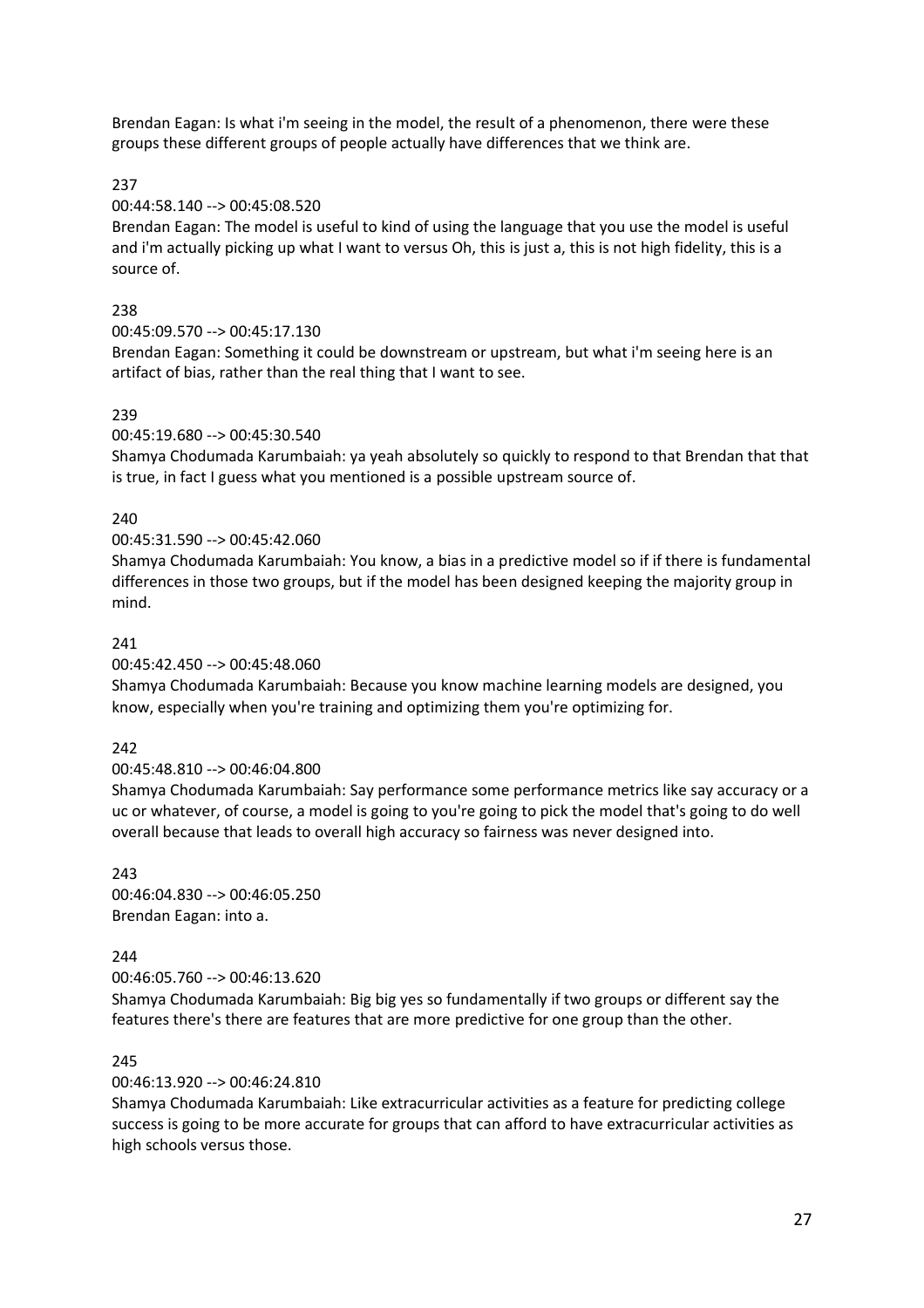Brendan Eagan: Is what i'm seeing in the model, the result of a phenomenon, there were these groups these different groups of people actually have differences that we think are.

237

00:44:58.140 --> 00:45:08.520

Brendan Eagan: The model is useful to kind of using the language that you use the model is useful and i'm actually picking up what I want to versus Oh, this is just a, this is not high fidelity, this is a source of.

238

00:45:09.570 --> 00:45:17.130

Brendan Eagan: Something it could be downstream or upstream, but what i'm seeing here is an artifact of bias, rather than the real thing that I want to see.

239

00:45:19.680 --> 00:45:30.540

Shamya Chodumada Karumbaiah: ya yeah absolutely so quickly to respond to that Brendan that that is true, in fact I guess what you mentioned is a possible upstream source of.

240

00:45:31.590 --> 00:45:42.060

Shamya Chodumada Karumbaiah: You know, a bias in a predictive model so if if there is fundamental differences in those two groups, but if the model has been designed keeping the majority group in mind.

241

00:45:42.450 --> 00:45:48.060

Shamya Chodumada Karumbaiah: Because you know machine learning models are designed, you know, especially when you're training and optimizing them you're optimizing for.

242

00:45:48.810 --> 00:46:04.800

Shamya Chodumada Karumbaiah: Say performance some performance metrics like say accuracy or a uc or whatever, of course, a model is going to you're going to pick the model that's going to do well overall because that leads to overall high accuracy so fairness was never designed into.

243

00:46:04.830 --> 00:46:05.250

Brendan Eagan: into a.

244

00:46:05.760 --> 00:46:13.620

Shamya Chodumada Karumbaiah: Big big yes so fundamentally if two groups or different say the features there's there are features that are more predictive for one group than the other.

245

00:46:13.920 --> 00:46:24.810

Shamya Chodumada Karumbaiah: Like extracurricular activities as a feature for predicting college success is going to be more accurate for groups that can afford to have extracurricular activities as high schools versus those.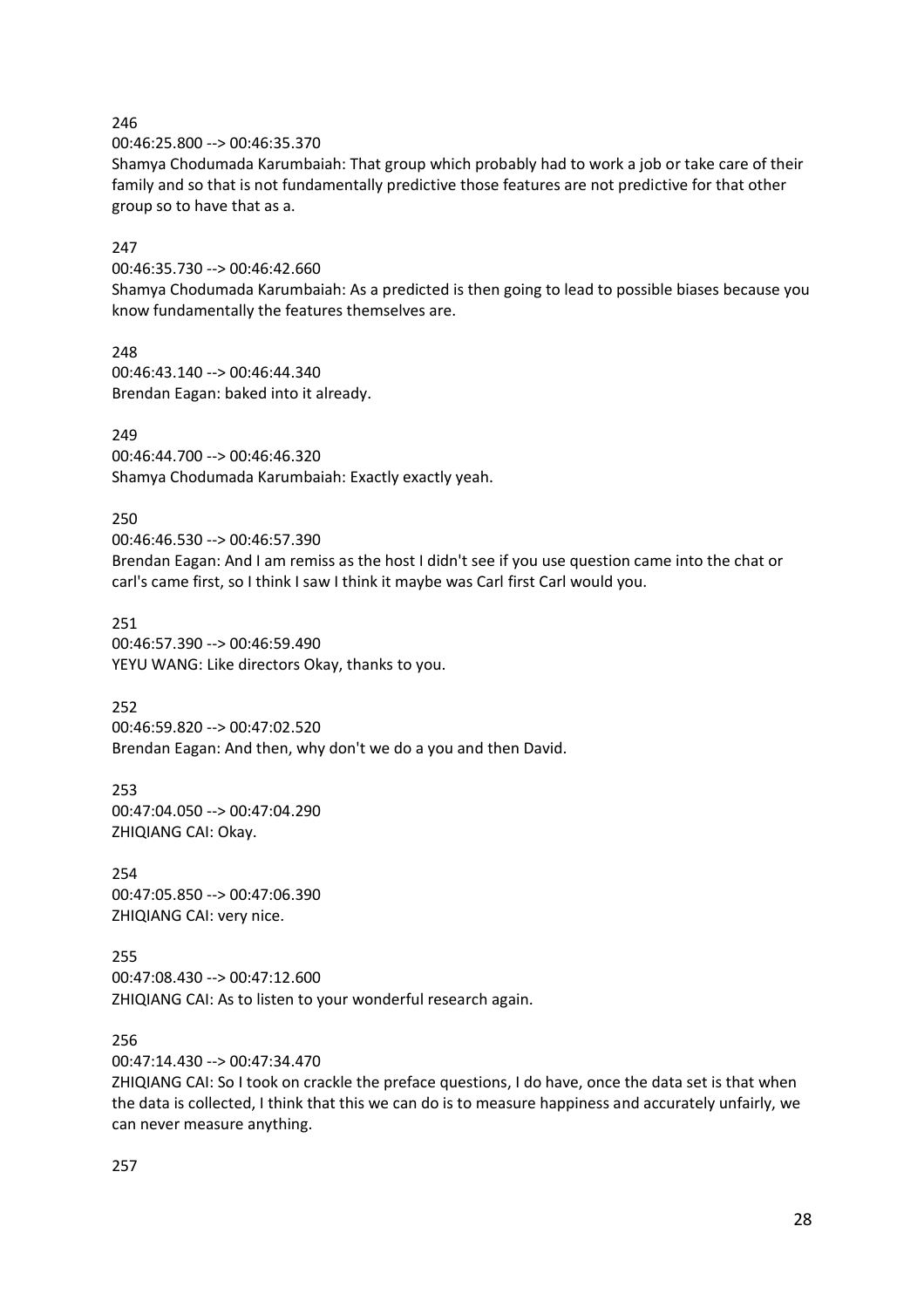246
00:46:25.800 --> 00:46:35.370
Shamya Chodumada Karumbaiah: That group which probably had to work a job or take care of their family and so that is not fundamentally predictive those features are not predictive for that other group so to have that as a.

247
00:46:35.730 --> 00:46:42.660
Shamya Chodumada Karumbaiah: As a predicted is then going to lead to possible biases because you know fundamentally the features themselves are.

248
00:46:43.140 --> 00:46:44.340
Brendan Eagan: baked into it already.

249
00:46:44.700 --> 00:46:46.320
Shamya Chodumada Karumbaiah: Exactly exactly yeah.

250
00:46:46.530 --> 00:46:57.390
Brendan Eagan: And I am remiss as the host I didn't see if you use question came into the chat or carl's came first, so I think I saw I think it maybe was Carl first Carl would you.

251
00:46:57.390 --> 00:46:59.490
YEYU WANG: Like directors Okay, thanks to you.

252
00:46:59.820 --> 00:47:02.520
Brendan Eagan: And then, why don't we do a you and then David.

253
00:47:04.050 --> 00:47:04.290
ZHIQIANG CAI: Okay.

254
00:47:05.850 --> 00:47:06.390
ZHIQIANG CAI: very nice.

255
00:47:08.430 --> 00:47:12.600
ZHIQIANG CAI: As to listen to your wonderful research again.

256
00:47:14.430 --> 00:47:34.470
ZHIQIANG CAI: So I took on crackle the preface questions, I do have, once the data set is that when the data is collected, I think that this we can do is to measure happiness and accurately unfairly, we can never measure anything.

257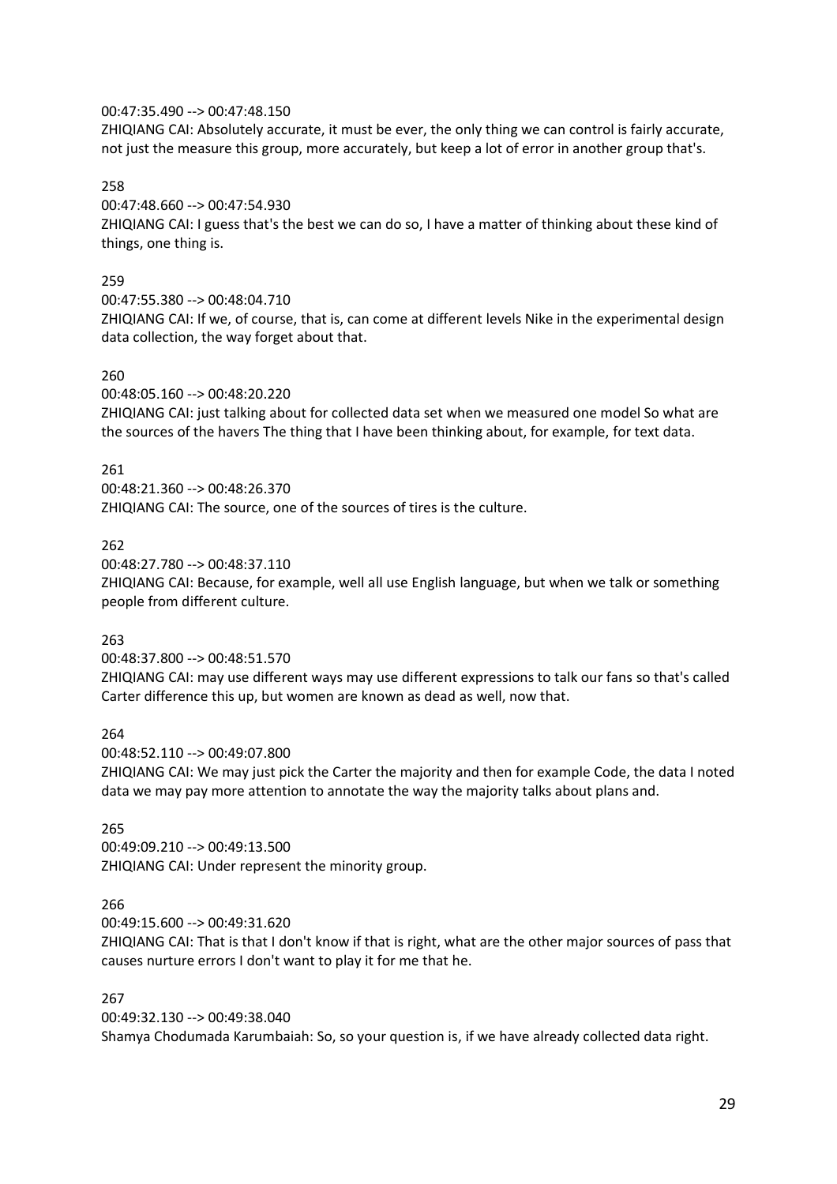00:47:35.490 --> 00:47:48.150
ZHIQIANG CAI: Absolutely accurate, it must be ever, the only thing we can control is fairly accurate, not just the measure this group, more accurately, but keep a lot of error in another group that's.

258
00:47:48.660 --> 00:47:54.930
ZHIQIANG CAI: I guess that's the best we can do so, I have a matter of thinking about these kind of things, one thing is.

259
00:47:55.380 --> 00:48:04.710
ZHIQIANG CAI: If we, of course, that is, can come at different levels Nike in the experimental design data collection, the way forget about that.

260
00:48:05.160 --> 00:48:20.220
ZHIQIANG CAI: just talking about for collected data set when we measured one model So what are the sources of the havers The thing that I have been thinking about, for example, for text data.

261
00:48:21.360 --> 00:48:26.370
ZHIQIANG CAI: The source, one of the sources of tires is the culture.

262
00:48:27.780 --> 00:48:37.110
ZHIQIANG CAI: Because, for example, well all use English language, but when we talk or something people from different culture.

263
00:48:37.800 --> 00:48:51.570
ZHIQIANG CAI: may use different ways may use different expressions to talk our fans so that's called Carter difference this up, but women are known as dead as well, now that.

264
00:48:52.110 --> 00:49:07.800
ZHIQIANG CAI: We may just pick the Carter the majority and then for example Code, the data I noted data we may pay more attention to annotate the way the majority talks about plans and.

265
00:49:09.210 --> 00:49:13.500
ZHIQIANG CAI: Under represent the minority group.

266
00:49:15.600 --> 00:49:31.620
ZHIQIANG CAI: That is that I don't know if that is right, what are the other major sources of pass that causes nurture errors I don't want to play it for me that he.

267
00:49:32.130 --> 00:49:38.040
Shamya Chodumada Karumbaiah: So, so your question is, if we have already collected data right.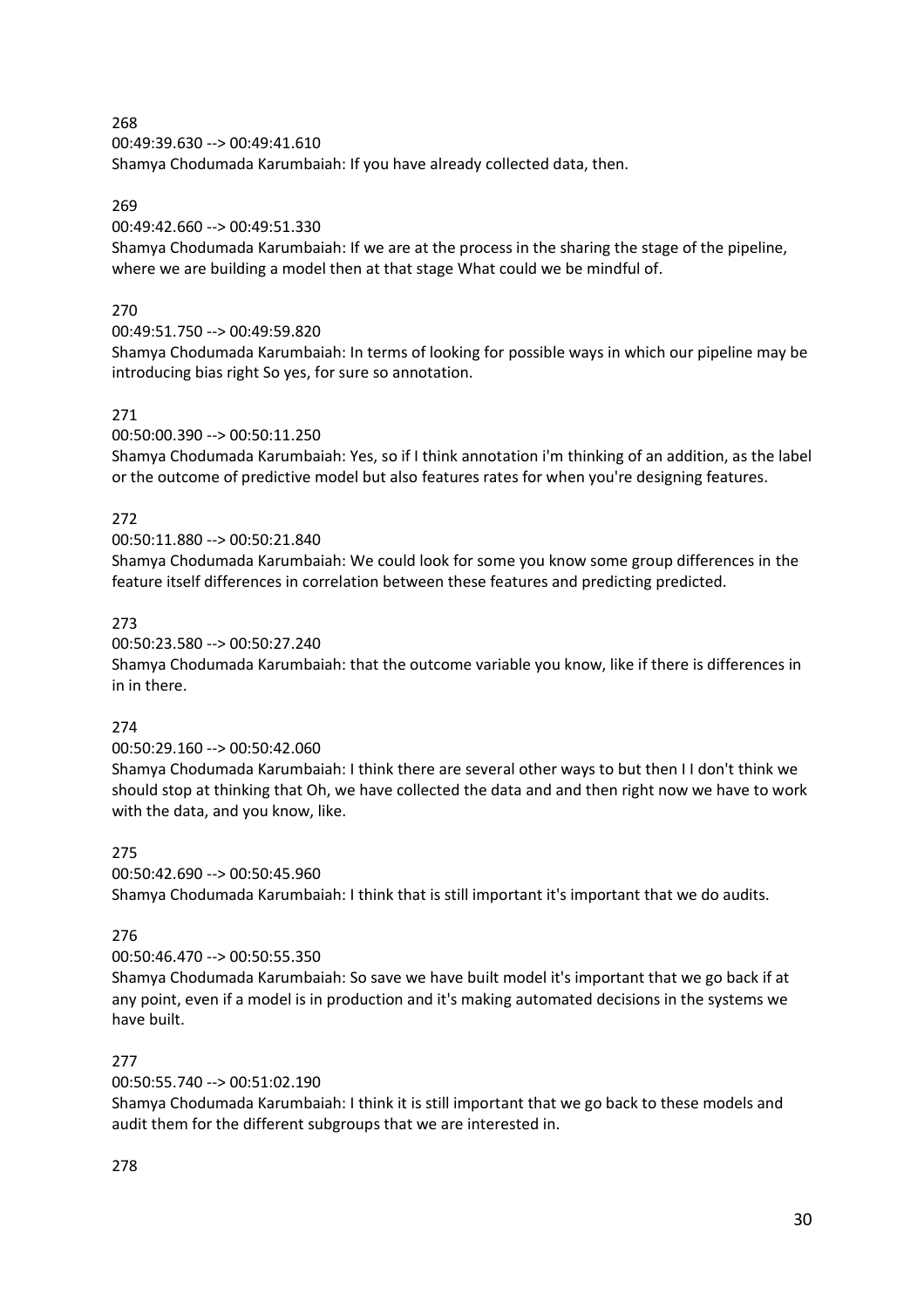268
00:49:39.630 --> 00:49:41.610
Shamya Chodumada Karumbaiah: If you have already collected data, then.

269
00:49:42.660 --> 00:49:51.330
Shamya Chodumada Karumbaiah: If we are at the process in the sharing the stage of the pipeline, where we are building a model then at that stage What could we be mindful of.

270
00:49:51.750 --> 00:49:59.820
Shamya Chodumada Karumbaiah: In terms of looking for possible ways in which our pipeline may be introducing bias right So yes, for sure so annotation.

271
00:50:00.390 --> 00:50:11.250
Shamya Chodumada Karumbaiah: Yes, so if I think annotation i'm thinking of an addition, as the label or the outcome of predictive model but also features rates for when you're designing features.

272
00:50:11.880 --> 00:50:21.840
Shamya Chodumada Karumbaiah: We could look for some you know some group differences in the feature itself differences in correlation between these features and predicting predicted.

273
00:50:23.580 --> 00:50:27.240
Shamya Chodumada Karumbaiah: that the outcome variable you know, like if there is differences in in in there.

274
00:50:29.160 --> 00:50:42.060
Shamya Chodumada Karumbaiah: I think there are several other ways to but then I I don't think we should stop at thinking that Oh, we have collected the data and and then right now we have to work with the data, and you know, like.

275
00:50:42.690 --> 00:50:45.960
Shamya Chodumada Karumbaiah: I think that is still important it's important that we do audits.

276
00:50:46.470 --> 00:50:55.350
Shamya Chodumada Karumbaiah: So save we have built model it's important that we go back if at any point, even if a model is in production and it's making automated decisions in the systems we have built.

277
00:50:55.740 --> 00:51:02.190
Shamya Chodumada Karumbaiah: I think it is still important that we go back to these models and audit them for the different subgroups that we are interested in.

278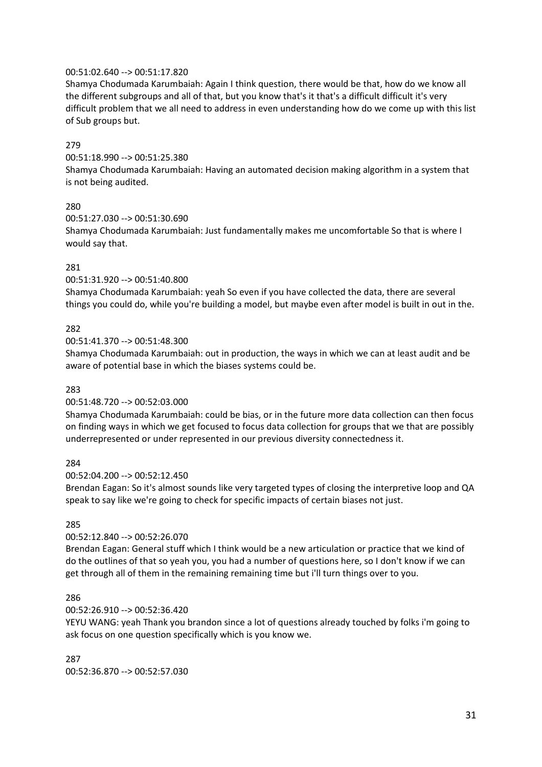00:51:02.640 --> 00:51:17.820
Shamya Chodumada Karumbaiah: Again I think question, there would be that, how do we know all the different subgroups and all of that, but you know that's it that's a difficult difficult it's very difficult problem that we all need to address in even understanding how do we come up with this list of Sub groups but.

279
00:51:18.990 --> 00:51:25.380
Shamya Chodumada Karumbaiah: Having an automated decision making algorithm in a system that is not being audited.

280
00:51:27.030 --> 00:51:30.690
Shamya Chodumada Karumbaiah: Just fundamentally makes me uncomfortable So that is where I would say that.

281
00:51:31.920 --> 00:51:40.800
Shamya Chodumada Karumbaiah: yeah So even if you have collected the data, there are several things you could do, while you're building a model, but maybe even after model is built in out in the.

282
00:51:41.370 --> 00:51:48.300
Shamya Chodumada Karumbaiah: out in production, the ways in which we can at least audit and be aware of potential base in which the biases systems could be.

283
00:51:48.720 --> 00:52:03.000
Shamya Chodumada Karumbaiah: could be bias, or in the future more data collection can then focus on finding ways in which we get focused to focus data collection for groups that we that are possibly underrepresented or under represented in our previous diversity connectedness it.

284
00:52:04.200 --> 00:52:12.450
Brendan Eagan: So it's almost sounds like very targeted types of closing the interpretive loop and QA speak to say like we're going to check for specific impacts of certain biases not just.

285
00:52:12.840 --> 00:52:26.070
Brendan Eagan: General stuff which I think would be a new articulation or practice that we kind of do the outlines of that so yeah you, you had a number of questions here, so I don't know if we can get through all of them in the remaining remaining time but i'll turn things over to you.

286
00:52:26.910 --> 00:52:36.420
YEYU WANG: yeah Thank you brandon since a lot of questions already touched by folks i'm going to ask focus on one question specifically which is you know we.

287
00:52:36.870 --> 00:52:57.030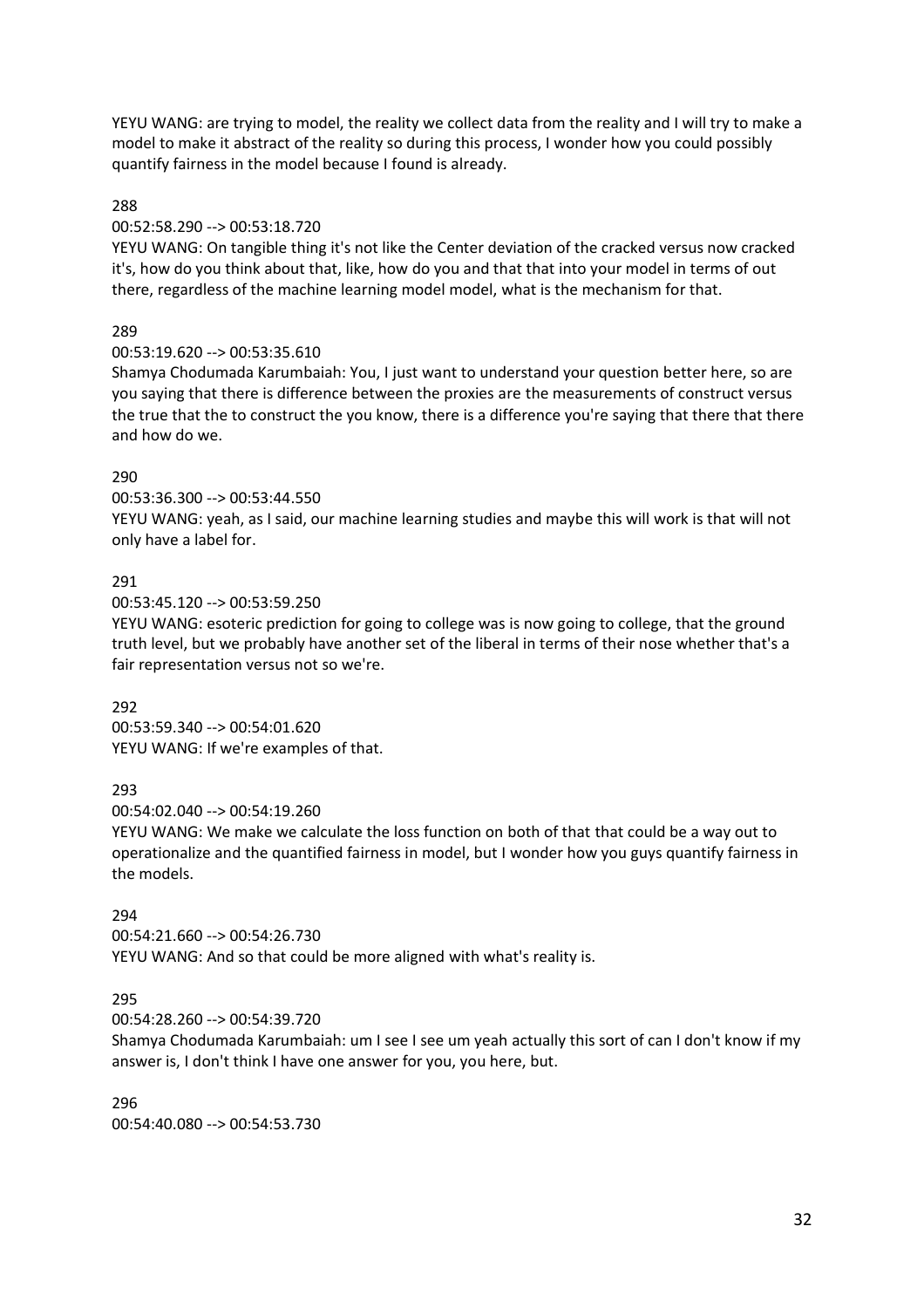YEYU WANG: are trying to model, the reality we collect data from the reality and I will try to make a model to make it abstract of the reality so during this process, I wonder how you could possibly quantify fairness in the model because I found is already.

288

00:52:58.290 --> 00:53:18.720

YEYU WANG: On tangible thing it's not like the Center deviation of the cracked versus now cracked it's, how do you think about that, like, how do you and that that into your model in terms of out there, regardless of the machine learning model model, what is the mechanism for that.

289

00:53:19.620 --> 00:53:35.610

Shamya Chodumada Karumbaiah: You, I just want to understand your question better here, so are you saying that there is difference between the proxies are the measurements of construct versus the true that the to construct the you know, there is a difference you're saying that there that there and how do we.

290

00:53:36.300 --> 00:53:44.550

YEYU WANG: yeah, as I said, our machine learning studies and maybe this will work is that will not only have a label for.

291

00:53:45.120 --> 00:53:59.250

YEYU WANG: esoteric prediction for going to college was is now going to college, that the ground truth level, but we probably have another set of the liberal in terms of their nose whether that's a fair representation versus not so we're.

292

00:53:59.340 --> 00:54:01.620

YEYU WANG: If we're examples of that.

293

00:54:02.040 --> 00:54:19.260

YEYU WANG: We make we calculate the loss function on both of that that could be a way out to operationalize and the quantified fairness in model, but I wonder how you guys quantify fairness in the models.

294

00:54:21.660 --> 00:54:26.730

YEYU WANG: And so that could be more aligned with what's reality is.

295

00:54:28.260 --> 00:54:39.720

Shamya Chodumada Karumbaiah: um I see I see um yeah actually this sort of can I don't know if my answer is, I don't think I have one answer for you, you here, but.

296

00:54:40.080 --> 00:54:53.730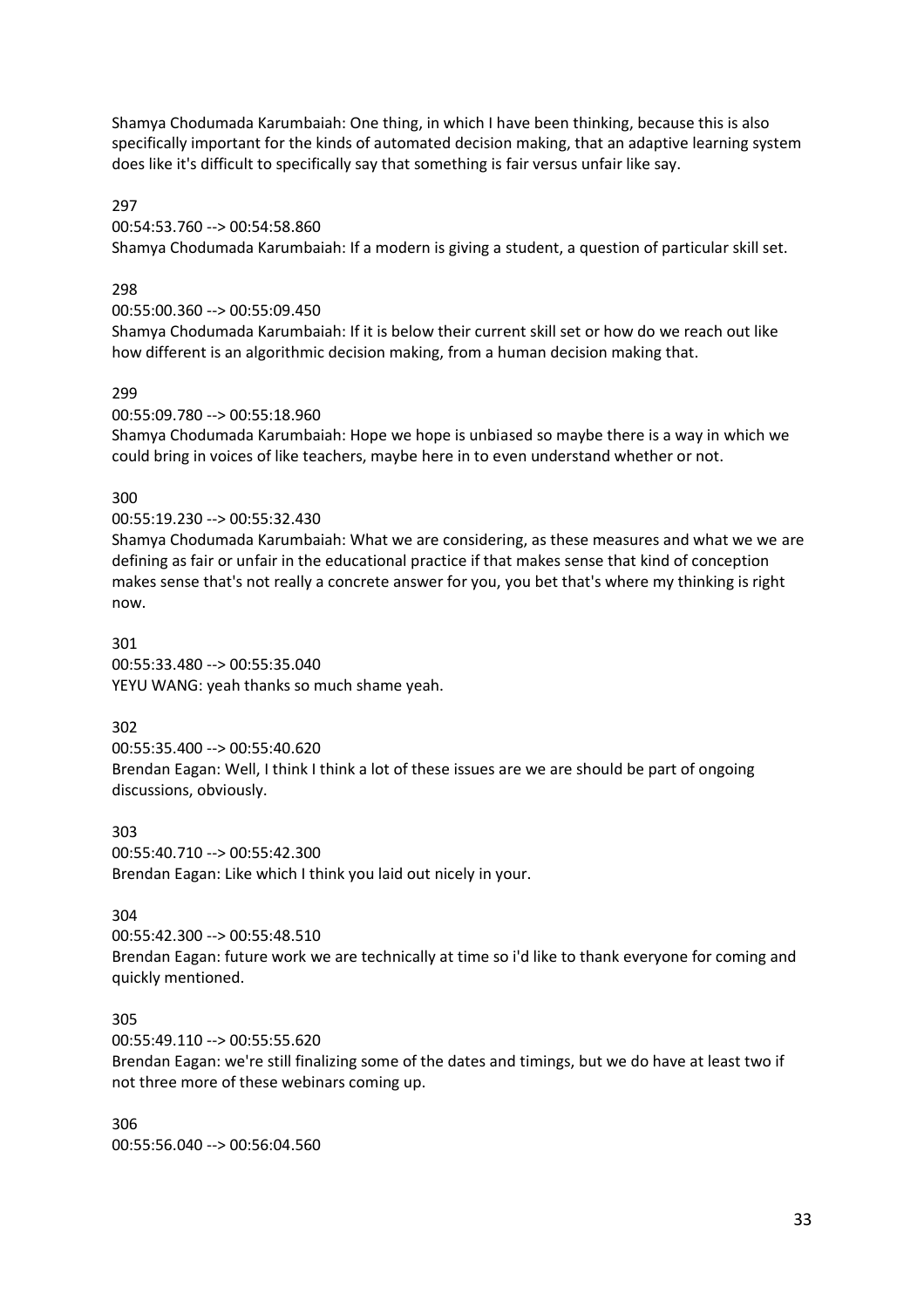Shamya Chodumada Karumbaiah: One thing, in which I have been thinking, because this is also specifically important for the kinds of automated decision making, that an adaptive learning system does like it's difficult to specifically say that something is fair versus unfair like say.

297

00:54:53.760 --> 00:54:58.860

Shamya Chodumada Karumbaiah: If a modern is giving a student, a question of particular skill set.

298

00:55:00.360 --> 00:55:09.450

Shamya Chodumada Karumbaiah: If it is below their current skill set or how do we reach out like how different is an algorithmic decision making, from a human decision making that.

299

00:55:09.780 --> 00:55:18.960

Shamya Chodumada Karumbaiah: Hope we hope is unbiased so maybe there is a way in which we could bring in voices of like teachers, maybe here in to even understand whether or not.

300

00:55:19.230 --> 00:55:32.430

Shamya Chodumada Karumbaiah: What we are considering, as these measures and what we we are defining as fair or unfair in the educational practice if that makes sense that kind of conception makes sense that's not really a concrete answer for you, you bet that's where my thinking is right now.

301

00:55:33.480 --> 00:55:35.040

YEYU WANG: yeah thanks so much shame yeah.

302

00:55:35.400 --> 00:55:40.620

Brendan Eagan: Well, I think I think a lot of these issues are we are should be part of ongoing discussions, obviously.

303

00:55:40.710 --> 00:55:42.300

Brendan Eagan: Like which I think you laid out nicely in your.

304

00:55:42.300 --> 00:55:48.510

Brendan Eagan: future work we are technically at time so i'd like to thank everyone for coming and quickly mentioned.

305

00:55:49.110 --> 00:55:55.620

Brendan Eagan: we're still finalizing some of the dates and timings, but we do have at least two if not three more of these webinars coming up.

306

00:55:56.040 --> 00:56:04.560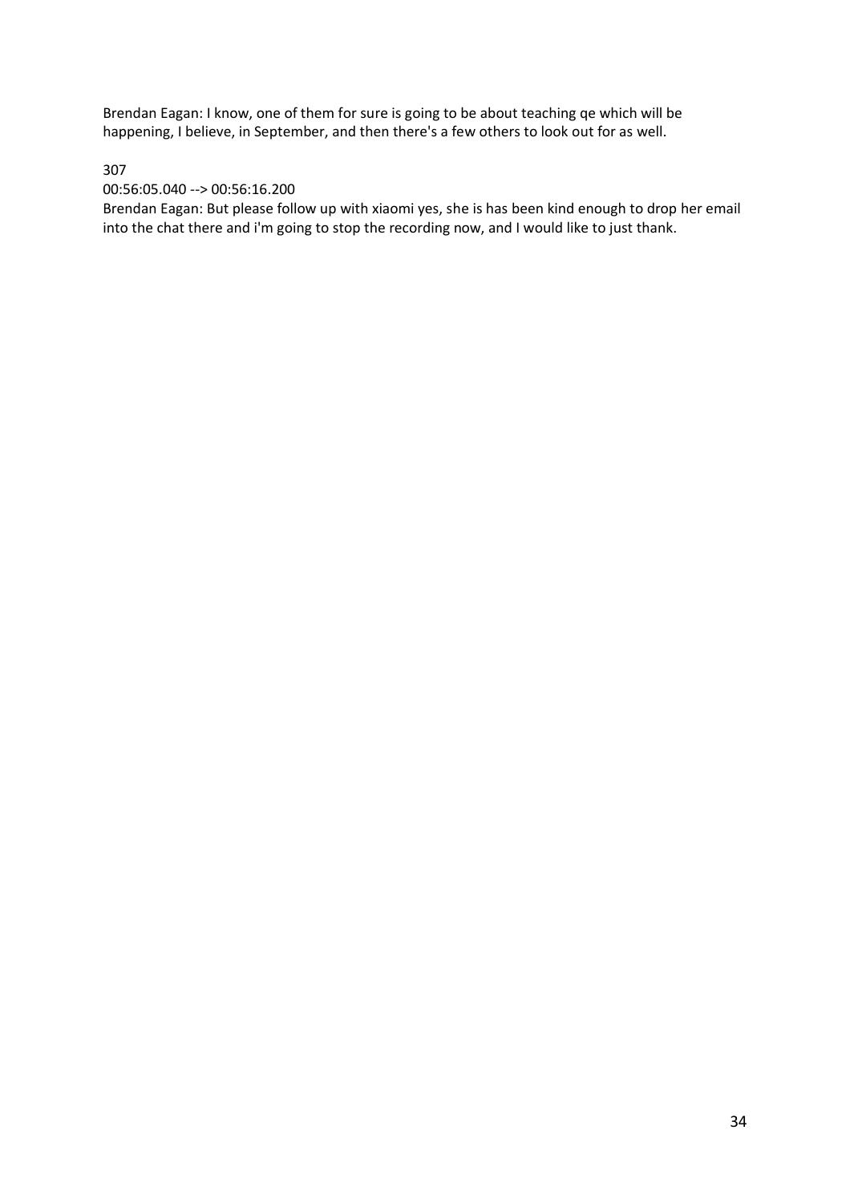Brendan Eagan: I know, one of them for sure is going to be about teaching qe which will be happening, I believe, in September, and then there's a few others to look out for as well.

307

00:56:05.040 --> 00:56:16.200

Brendan Eagan: But please follow up with xiaomi yes, she is has been kind enough to drop her email into the chat there and i'm going to stop the recording now, and I would like to just thank.